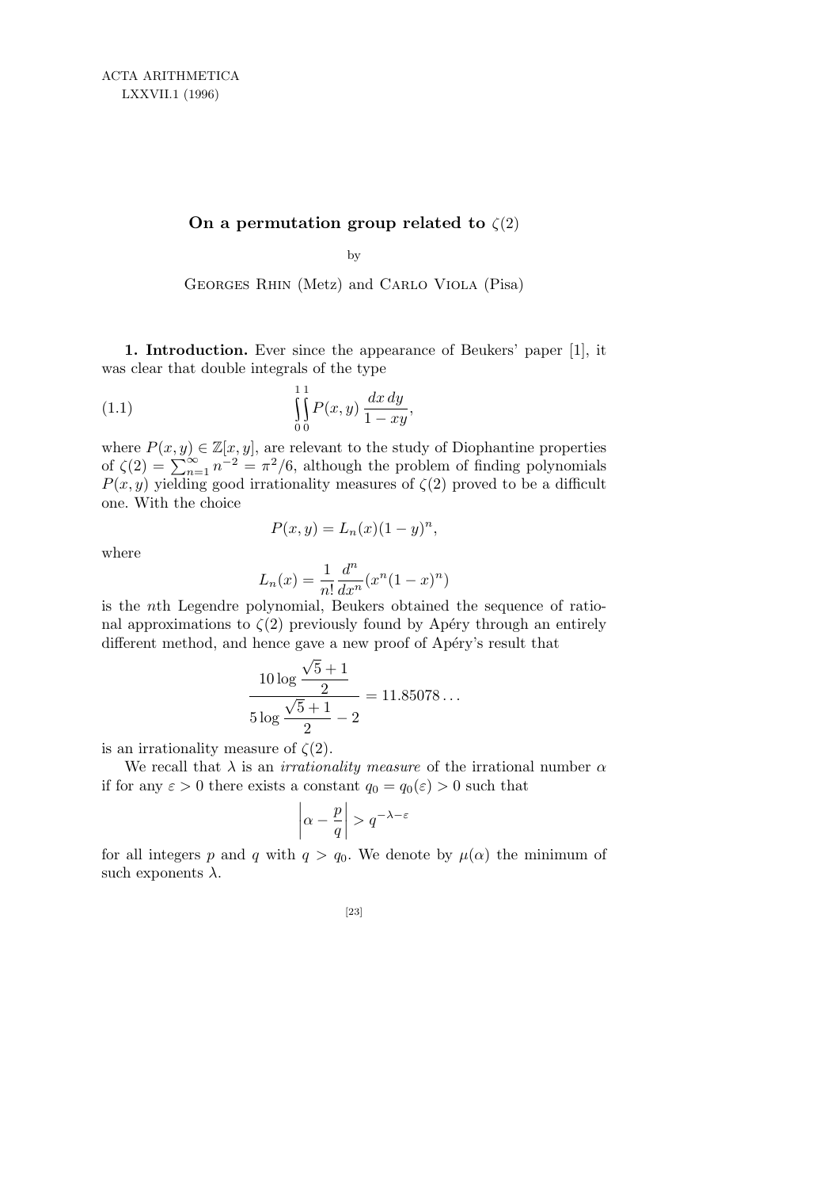ACTA ARITHMETICA
LXXVII.1 (1996)

# On a permutation group related to $\zeta(2)$

by

Georges Rhin (Metz) and Carlo Viola (Pisa)

**1. Introduction.** Ever since the appearance of Beukers' paper [1], it was clear that double integrals of the type

$$\int_0^1\!\!\int_0^1 P(x,y)\,\frac{dx\,dy}{1-xy}, \tag{1.1}$$

where $P(x,y) \in \mathbb{Z}[x,y]$, are relevant to the study of Diophantine properties of $\zeta(2) = \sum_{n=1}^{\infty} n^{-2} = \pi^2/6$, although the problem of finding polynomials $P(x,y)$ yielding good irrationality measures of $\zeta(2)$ proved to be a difficult one. With the choice

$$P(x,y) = L_n(x)(1-y)^n,$$

where

$$L_n(x) = \frac{1}{n!}\frac{d^n}{dx^n}(x^n(1-x)^n)$$

is the $n$th Legendre polynomial, Beukers obtained the sequence of rational approximations to $\zeta(2)$ previously found by Apéry through an entirely different method, and hence gave a new proof of Apéry's result that

$$\frac{10\log\dfrac{\sqrt{5}+1}{2}}{5\log\dfrac{\sqrt{5}+1}{2}-2} = 11.85078\ldots$$

is an irrationality measure of $\zeta(2)$.

We recall that $\lambda$ is an *irrationality measure* of the irrational number $\alpha$ if for any $\varepsilon > 0$ there exists a constant $q_0 = q_0(\varepsilon) > 0$ such that

$$\left|\alpha - \frac{p}{q}\right| > q^{-\lambda-\varepsilon}$$

for all integers $p$ and $q$ with $q > q_0$. We denote by $\mu(\alpha)$ the minimum of such exponents $\lambda$.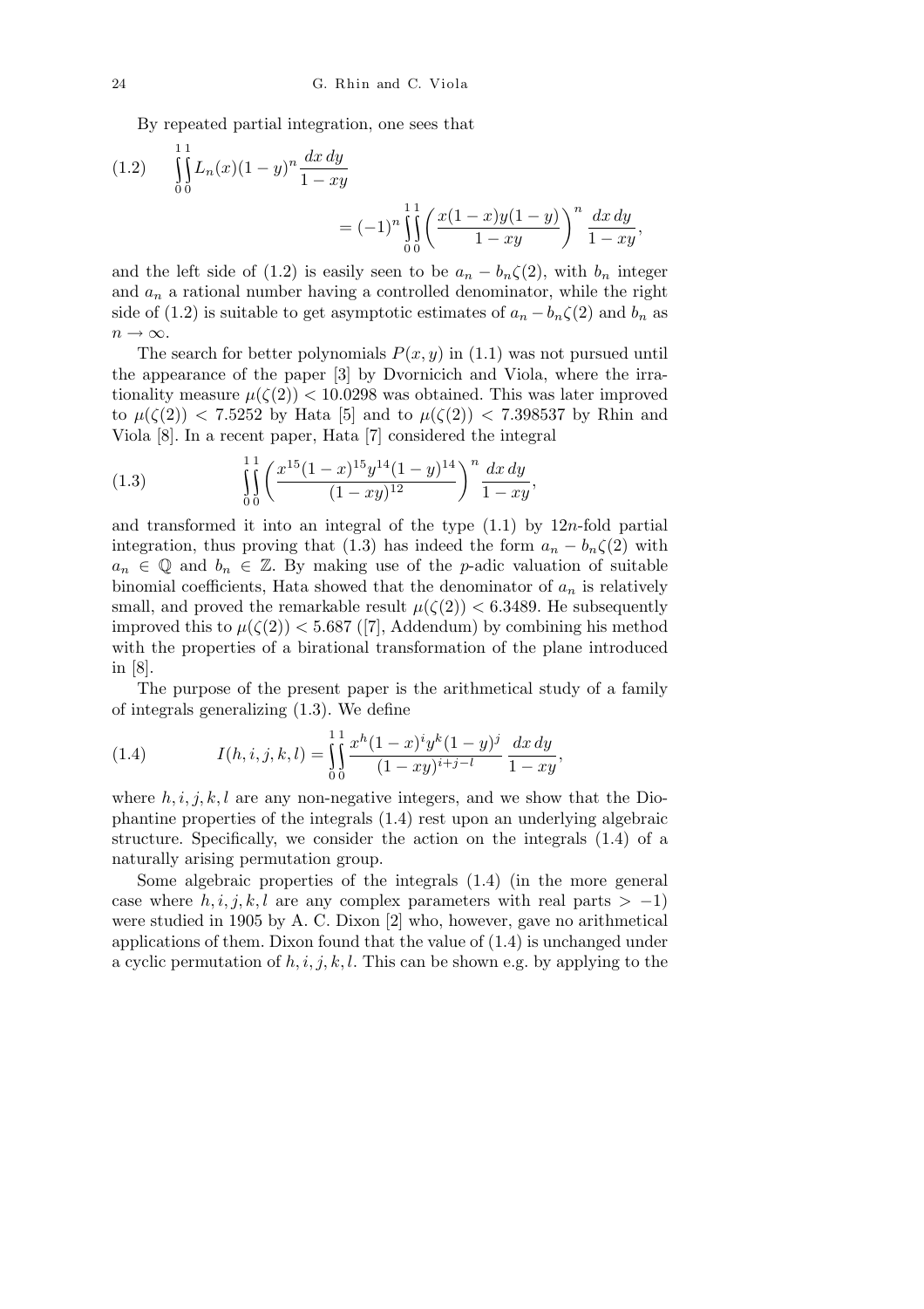By repeated partial integration, one sees that

$$\int_0^1\!\!\int_0^1 L_n(x)(1-y)^n \frac{dx\,dy}{1-xy} = (-1)^n \int_0^1\!\!\int_0^1 \left(\frac{x(1-x)y(1-y)}{1-xy}\right)^n \frac{dx\,dy}{1-xy}, \tag{1.2}$$

and the left side of (1.2) is easily seen to be $a_n - b_n\zeta(2)$, with $b_n$ integer and $a_n$ a rational number having a controlled denominator, while the right side of (1.2) is suitable to get asymptotic estimates of $a_n - b_n\zeta(2)$ and $b_n$ as $n \to \infty$.

The search for better polynomials $P(x,y)$ in (1.1) was not pursued until the appearance of the paper [3] by Dvornicich and Viola, where the irrationality measure $\mu(\zeta(2)) < 10.0298$ was obtained. This was later improved to $\mu(\zeta(2)) < 7.5252$ by Hata [5] and to $\mu(\zeta(2)) < 7.398537$ by Rhin and Viola [8]. In a recent paper, Hata [7] considered the integral

$$\int_0^1\!\!\int_0^1 \left(\frac{x^{15}(1-x)^{15}y^{14}(1-y)^{14}}{(1-xy)^{12}}\right)^n \frac{dx\,dy}{1-xy}, \tag{1.3}$$

and transformed it into an integral of the type (1.1) by $12n$-fold partial integration, thus proving that (1.3) has indeed the form $a_n - b_n\zeta(2)$ with $a_n \in \mathbb{Q}$ and $b_n \in \mathbb{Z}$. By making use of the $p$-adic valuation of suitable binomial coefficients, Hata showed that the denominator of $a_n$ is relatively small, and proved the remarkable result $\mu(\zeta(2)) < 6.3489$. He subsequently improved this to $\mu(\zeta(2)) < 5.687$ ([7], Addendum) by combining his method with the properties of a birational transformation of the plane introduced in [8].

The purpose of the present paper is the arithmetical study of a family of integrals generalizing (1.3). We define

$$I(h,i,j,k,l) = \int_0^1\!\!\int_0^1 \frac{x^h(1-x)^i y^k(1-y)^j}{(1-xy)^{i+j-l}}\,\frac{dx\,dy}{1-xy}, \tag{1.4}$$

where $h,i,j,k,l$ are any non-negative integers, and we show that the Diophantine properties of the integrals (1.4) rest upon an underlying algebraic structure. Specifically, we consider the action on the integrals (1.4) of a naturally arising permutation group.

Some algebraic properties of the integrals (1.4) (in the more general case where $h,i,j,k,l$ are any complex parameters with real parts $> -1$) were studied in 1905 by A. C. Dixon [2] who, however, gave no arithmetical applications of them. Dixon found that the value of (1.4) is unchanged under a cyclic permutation of $h,i,j,k,l$. This can be shown e.g. by applying to the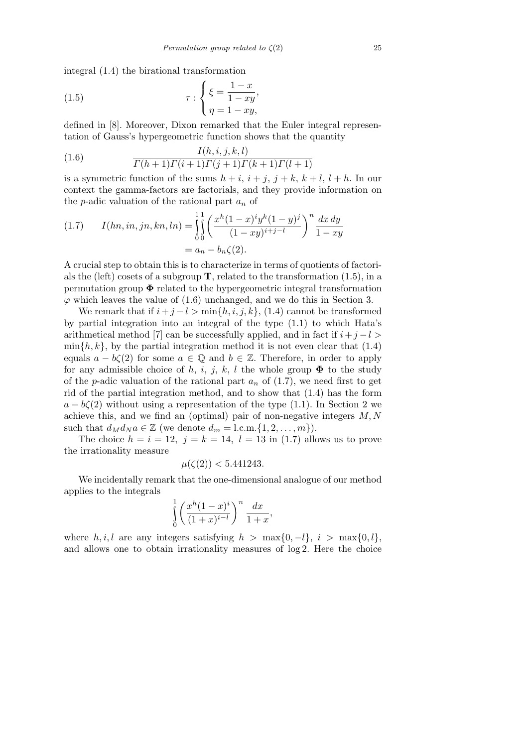integral (1.4) the birational transformation

$$\tau : \begin{cases} \xi = \dfrac{1-x}{1-xy}, \\ \eta = 1-xy, \end{cases} \tag{1.5}$$

defined in [8]. Moreover, Dixon remarked that the Euler integral representation of Gauss's hypergeometric function shows that the quantity

$$\frac{I(h,i,j,k,l)}{\Gamma(h+1)\Gamma(i+1)\Gamma(j+1)\Gamma(k+1)\Gamma(l+1)} \tag{1.6}$$

is a symmetric function of the sums $h+i$, $i+j$, $j+k$, $k+l$, $l+h$. In our context the gamma-factors are factorials, and they provide information on the $p$-adic valuation of the rational part $a_n$ of

$$\begin{aligned} I(hn, in, jn, kn, ln) &= \int_0^1\!\!\int_0^1 \left(\frac{x^h(1-x)^i y^k (1-y)^j}{(1-xy)^{i+j-l}}\right)^n \frac{dx\,dy}{1-xy} \\ &= a_n - b_n\zeta(2). \end{aligned} \tag{1.7}$$

A crucial step to obtain this is to characterize in terms of quotients of factorials the (left) cosets of a subgroup $\mathbf{T}$, related to the transformation (1.5), in a permutation group $\mathbf{\Phi}$ related to the hypergeometric integral transformation $\varphi$ which leaves the value of (1.6) unchanged, and we do this in Section 3.

We remark that if $i+j-l > \min\{h,i,j,k\}$, (1.4) cannot be transformed by partial integration into an integral of the type (1.1) to which Hata's arithmetical method [7] can be successfully applied, and in fact if $i+j-l > \min\{h,k\}$, by the partial integration method it is not even clear that (1.4) equals $a - b\zeta(2)$ for some $a \in \mathbb{Q}$ and $b \in \mathbb{Z}$. Therefore, in order to apply for any admissible choice of $h$, $i$, $j$, $k$, $l$ the whole group $\mathbf{\Phi}$ to the study of the $p$-adic valuation of the rational part $a_n$ of (1.7), we need first to get rid of the partial integration method, and to show that (1.4) has the form $a - b\zeta(2)$ without using a representation of the type (1.1). In Section 2 we achieve this, and we find an (optimal) pair of non-negative integers $M, N$ such that $d_M d_N a \in \mathbb{Z}$ (we denote $d_m = \text{l.c.m.}\{1,2,\ldots,m\}$).

The choice $h = i = 12$, $j = k = 14$, $l = 13$ in (1.7) allows us to prove the irrationality measure

$$\mu(\zeta(2)) < 5.441243.$$

We incidentally remark that the one-dimensional analogue of our method applies to the integrals

$$\int_0^1 \left(\frac{x^h(1-x)^i}{(1+x)^{i-l}}\right)^n \frac{dx}{1+x},$$

where $h, i, l$ are any integers satisfying $h > \max\{0,-l\}$, $i > \max\{0,l\}$, and allows one to obtain irrationality measures of $\log 2$. Here the choice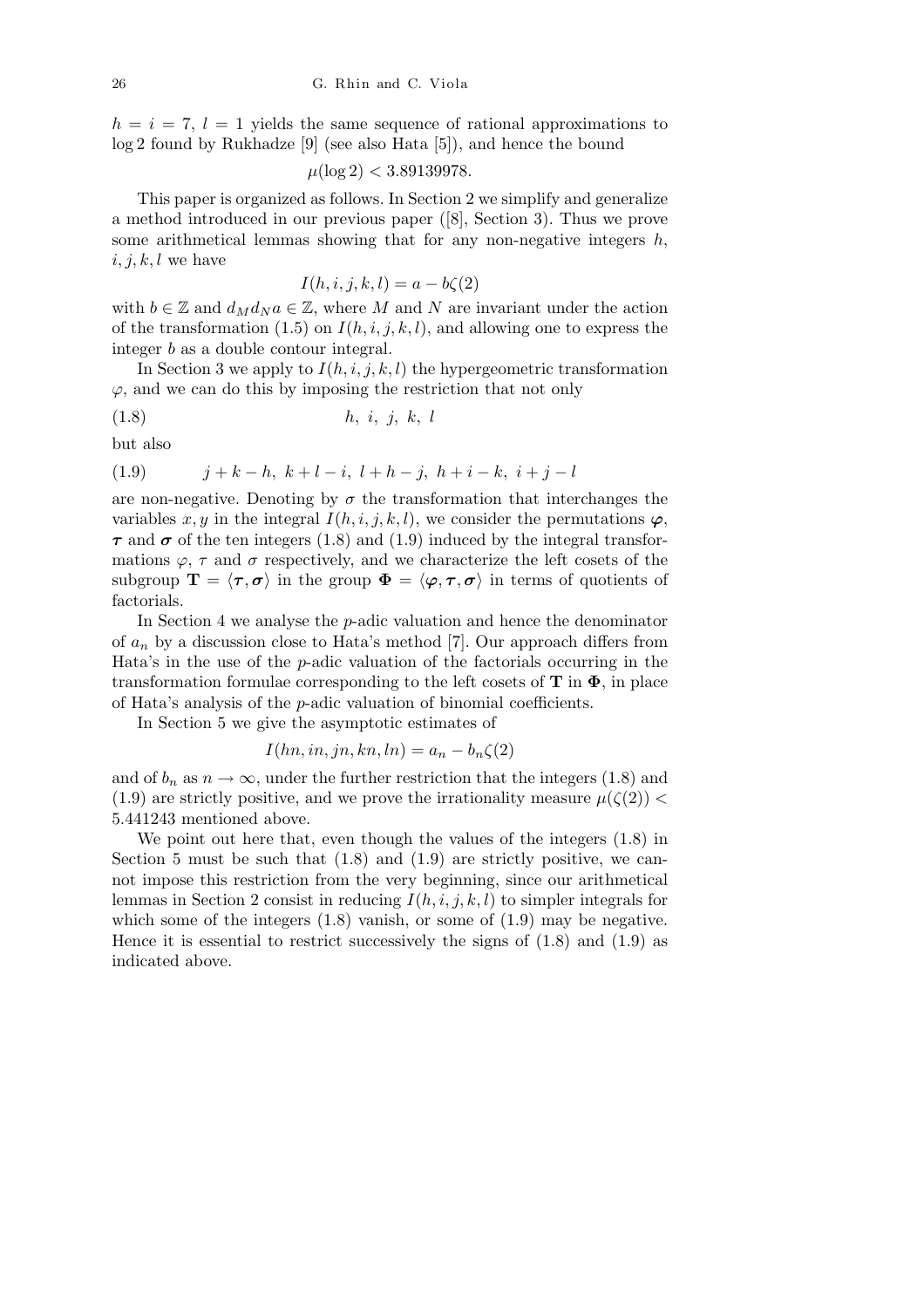$h = i = 7$, $l = 1$ yields the same sequence of rational approximations to $\log 2$ found by Rukhadze [9] (see also Hata [5]), and hence the bound

$$\mu(\log 2) < 3.89139978.$$

This paper is organized as follows. In Section 2 we simplify and generalize a method introduced in our previous paper ([8], Section 3). Thus we prove some arithmetical lemmas showing that for any non-negative integers $h$, $i, j, k, l$ we have

$$I(h, i, j, k, l) = a - b\zeta(2)$$

with $b \in \mathbb{Z}$ and $d_M d_N a \in \mathbb{Z}$, where $M$ and $N$ are invariant under the action of the transformation (1.5) on $I(h, i, j, k, l)$, and allowing one to express the integer $b$ as a double contour integral.

In Section 3 we apply to $I(h, i, j, k, l)$ the hypergeometric transformation $\varphi$, and we can do this by imposing the restriction that not only

$$h,\ i,\ j,\ k,\ l \tag{1.8}$$

but also

$$j+k-h,\ k+l-i,\ l+h-j,\ h+i-k,\ i+j-l \tag{1.9}$$

are non-negative. Denoting by $\sigma$ the transformation that interchanges the variables $x, y$ in the integral $I(h, i, j, k, l)$, we consider the permutations $\boldsymbol{\varphi}$, $\boldsymbol{\tau}$ and $\boldsymbol{\sigma}$ of the ten integers (1.8) and (1.9) induced by the integral transformations $\varphi$, $\tau$ and $\sigma$ respectively, and we characterize the left cosets of the subgroup $\mathbf{T} = \langle \boldsymbol{\tau}, \boldsymbol{\sigma} \rangle$ in the group $\boldsymbol{\Phi} = \langle \boldsymbol{\varphi}, \boldsymbol{\tau}, \boldsymbol{\sigma} \rangle$ in terms of quotients of factorials.

In Section 4 we analyse the $p$-adic valuation and hence the denominator of $a_n$ by a discussion close to Hata's method [7]. Our approach differs from Hata's in the use of the $p$-adic valuation of the factorials occurring in the transformation formulae corresponding to the left cosets of $\mathbf{T}$ in $\boldsymbol{\Phi}$, in place of Hata's analysis of the $p$-adic valuation of binomial coefficients.

In Section 5 we give the asymptotic estimates of

$$I(hn, in, jn, kn, ln) = a_n - b_n\zeta(2)$$

and of $b_n$ as $n \to \infty$, under the further restriction that the integers (1.8) and (1.9) are strictly positive, and we prove the irrationality measure $\mu(\zeta(2)) < 5.441243$ mentioned above.

We point out here that, even though the values of the integers (1.8) in Section 5 must be such that (1.8) and (1.9) are strictly positive, we cannot impose this restriction from the very beginning, since our arithmetical lemmas in Section 2 consist in reducing $I(h, i, j, k, l)$ to simpler integrals for which some of the integers (1.8) vanish, or some of (1.9) may be negative. Hence it is essential to restrict successively the signs of (1.8) and (1.9) as indicated above.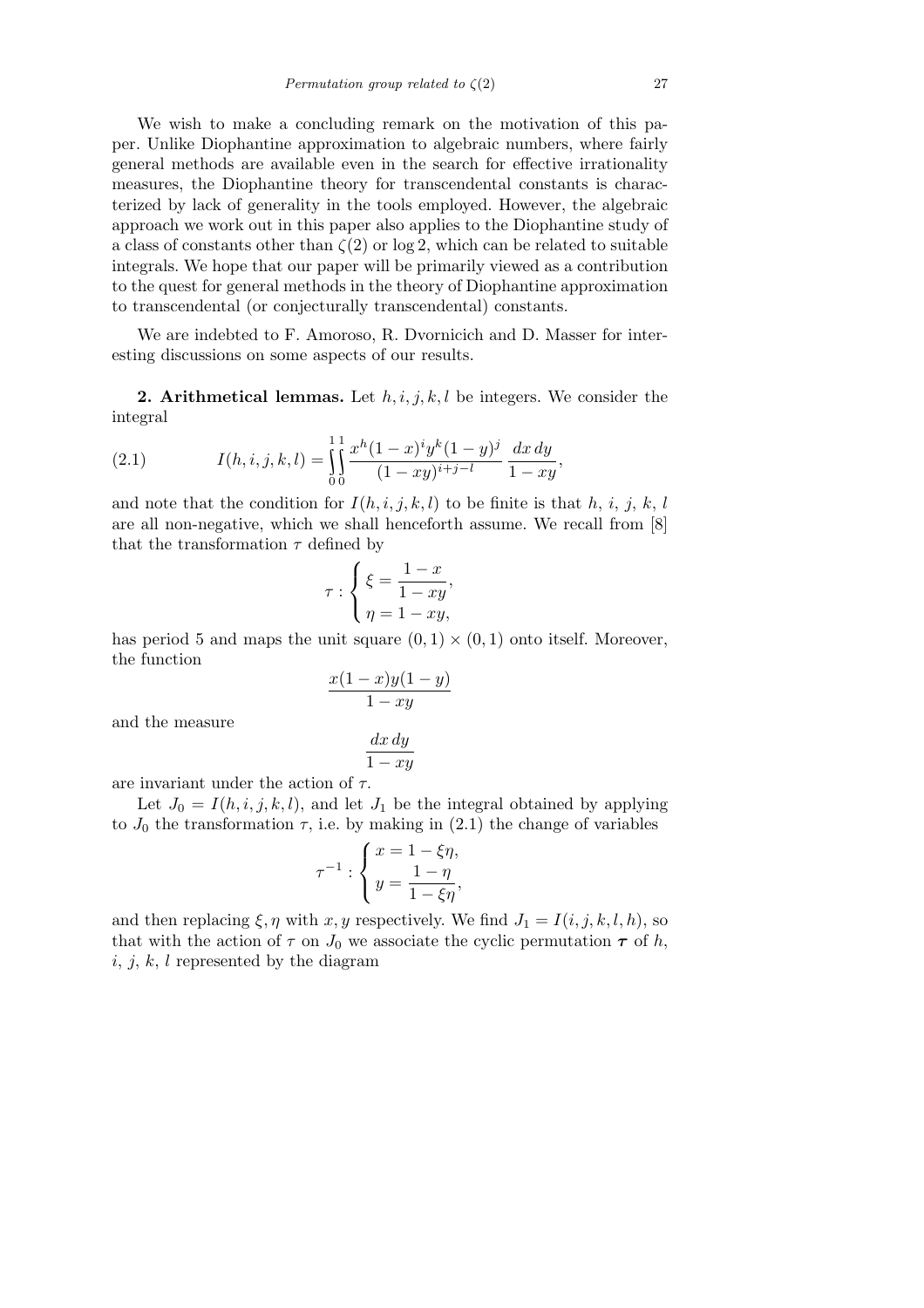We wish to make a concluding remark on the motivation of this paper. Unlike Diophantine approximation to algebraic numbers, where fairly general methods are available even in the search for effective irrationality measures, the Diophantine theory for transcendental constants is characterized by lack of generality in the tools employed. However, the algebraic approach we work out in this paper also applies to the Diophantine study of a class of constants other than $\zeta(2)$ or $\log 2$, which can be related to suitable integrals. We hope that our paper will be primarily viewed as a contribution to the quest for general methods in the theory of Diophantine approximation to transcendental (or conjecturally transcendental) constants.

We are indebted to F. Amoroso, R. Dvornicich and D. Masser for interesting discussions on some aspects of our results.

**2. Arithmetical lemmas.** Let $h, i, j, k, l$ be integers. We consider the integral

$$I(h,i,j,k,l) = \int_0^1\int_0^1 \frac{x^h(1-x)^i y^k (1-y)^j}{(1-xy)^{i+j-l}}\,\frac{dx\,dy}{1-xy}, \tag{2.1}$$

and note that the condition for $I(h,i,j,k,l)$ to be finite is that $h$, $i$, $j$, $k$, $l$ are all non-negative, which we shall henceforth assume. We recall from [8] that the transformation $\tau$ defined by

$$\tau : \begin{cases} \xi = \dfrac{1-x}{1-xy}, \\ \eta = 1-xy, \end{cases}$$

has period 5 and maps the unit square $(0,1)\times(0,1)$ onto itself. Moreover, the function

$$\frac{x(1-x)y(1-y)}{1-xy}$$

and the measure

$$\frac{dx\,dy}{1-xy}$$

are invariant under the action of $\tau$.

Let $J_0 = I(h,i,j,k,l)$, and let $J_1$ be the integral obtained by applying to $J_0$ the transformation $\tau$, i.e. by making in (2.1) the change of variables

$$\tau^{-1} : \begin{cases} x = 1-\xi\eta, \\ y = \dfrac{1-\eta}{1-\xi\eta}, \end{cases}$$

and then replacing $\xi, \eta$ with $x, y$ respectively. We find $J_1 = I(i,j,k,l,h)$, so that with the action of $\tau$ on $J_0$ we associate the cyclic permutation $\boldsymbol{\tau}$ of $h$, $i$, $j$, $k$, $l$ represented by the diagram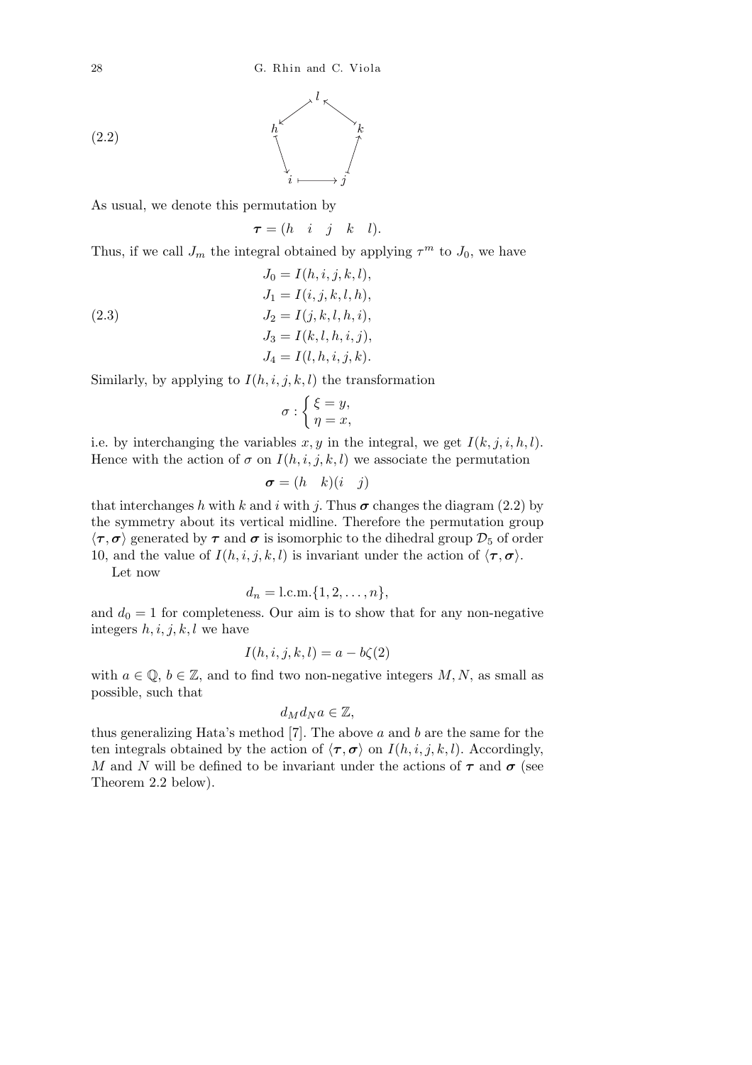$$
\begin{array}{ccccc}
 & & l & & \\
 & \swarrow & & \nwarrow & \\
h & & & & k \\
\downarrow & & & & \uparrow \\
 & i & \longmapsto & j &
\end{array}
\tag{2.2}
$$

As usual, we denote this permutation by

$$
\boldsymbol{\tau} = (h \quad i \quad j \quad k \quad l).
$$

Thus, if we call $J_m$ the integral obtained by applying $\tau^m$ to $J_0$, we have

$$
\begin{aligned}
J_0 &= I(h,i,j,k,l),\\
J_1 &= I(i,j,k,l,h),\\
J_2 &= I(j,k,l,h,i),\\
J_3 &= I(k,l,h,i,j),\\
J_4 &= I(l,h,i,j,k).
\end{aligned}
\tag{2.3}
$$

Similarly, by applying to $I(h,i,j,k,l)$ the transformation

$$
\sigma : \begin{cases} \xi = y, \\ \eta = x, \end{cases}
$$

i.e. by interchanging the variables $x, y$ in the integral, we get $I(k,j,i,h,l)$. Hence with the action of $\sigma$ on $I(h,i,j,k,l)$ we associate the permutation

$$
\boldsymbol{\sigma} = (h \quad k)(i \quad j)
$$

that interchanges $h$ with $k$ and $i$ with $j$. Thus $\boldsymbol{\sigma}$ changes the diagram (2.2) by the symmetry about its vertical midline. Therefore the permutation group $\langle \boldsymbol{\tau}, \boldsymbol{\sigma} \rangle$ generated by $\boldsymbol{\tau}$ and $\boldsymbol{\sigma}$ is isomorphic to the dihedral group $\mathcal{D}_5$ of order 10, and the value of $I(h,i,j,k,l)$ is invariant under the action of $\langle \boldsymbol{\tau}, \boldsymbol{\sigma} \rangle$.

Let now

$$
d_n = \text{l.c.m.}\{1, 2, \ldots, n\},
$$

and $d_0 = 1$ for completeness. Our aim is to show that for any non-negative integers $h, i, j, k, l$ we have

$$
I(h,i,j,k,l) = a - b\zeta(2)
$$

with $a \in \mathbb{Q}$, $b \in \mathbb{Z}$, and to find two non-negative integers $M, N$, as small as possible, such that

$$
d_M d_N a \in \mathbb{Z},
$$

thus generalizing Hata's method [7]. The above $a$ and $b$ are the same for the ten integrals obtained by the action of $\langle \boldsymbol{\tau}, \boldsymbol{\sigma} \rangle$ on $I(h,i,j,k,l)$. Accordingly, $M$ and $N$ will be defined to be invariant under the actions of $\boldsymbol{\tau}$ and $\boldsymbol{\sigma}$ (see Theorem 2.2 below).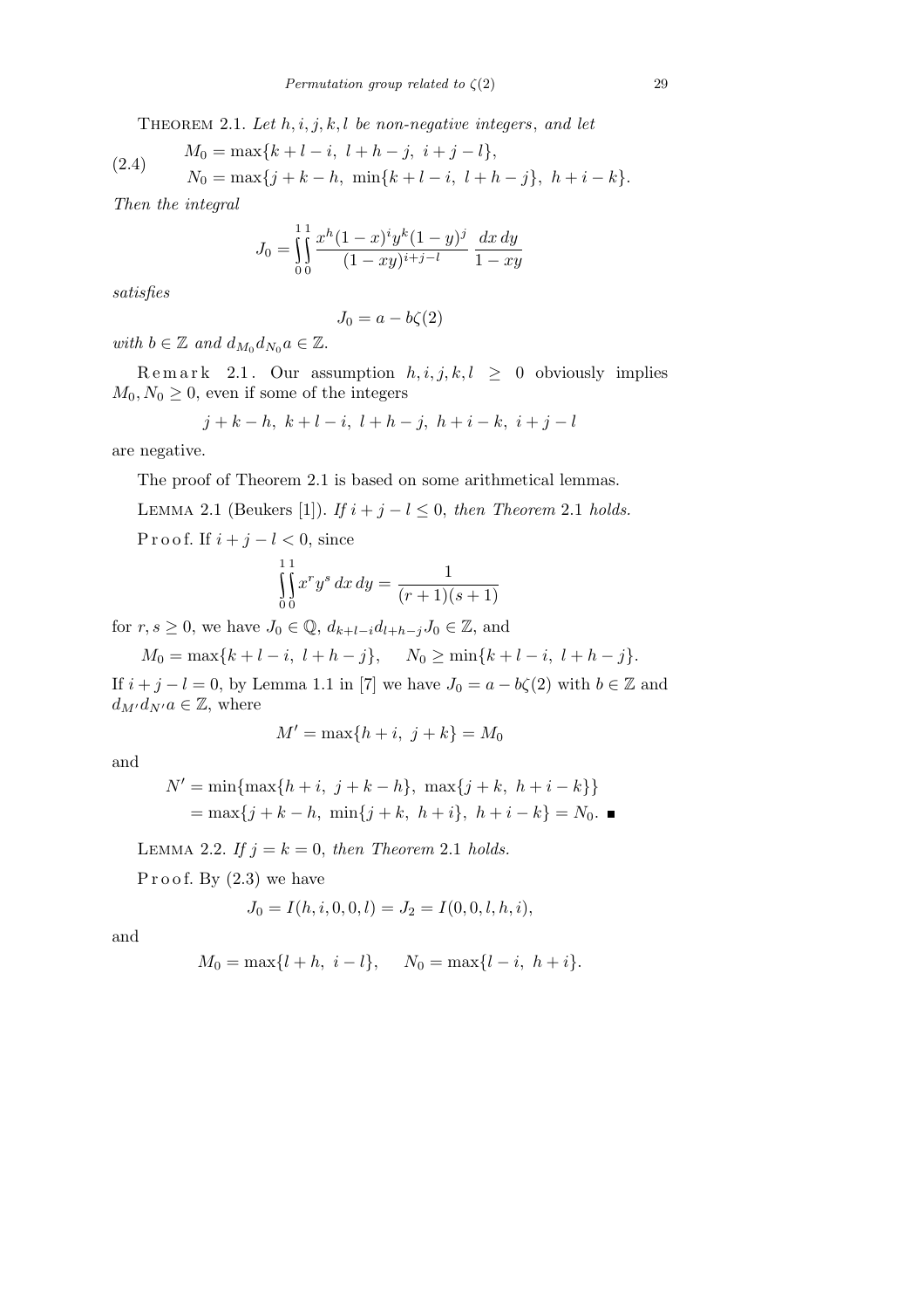**Theorem 2.1.** *Let $h, i, j, k, l$ be non-negative integers, and let*

$$
\begin{aligned}
M_0 &= \max\{k+l-i,\ l+h-j,\ i+j-l\}, \\
N_0 &= \max\{j+k-h,\ \min\{k+l-i,\ l+h-j\},\ h+i-k\}.
\end{aligned}
\tag{2.4}
$$

*Then the integral*

$$
J_0 = \int_0^1\!\!\int_0^1 \frac{x^h(1-x)^i y^k (1-y)^j}{(1-xy)^{i+j-l}}\, \frac{dx\,dy}{1-xy}
$$

*satisfies*

$$
J_0 = a - b\zeta(2)
$$

*with $b \in \mathbb{Z}$ and $d_{M_0} d_{N_0} a \in \mathbb{Z}$.*

**Remark 2.1.** Our assumption $h, i, j, k, l \geq 0$ obviously implies $M_0, N_0 \geq 0$, even if some of the integers

$$
j+k-h,\ k+l-i,\ l+h-j,\ h+i-k,\ i+j-l
$$

are negative.

The proof of Theorem 2.1 is based on some arithmetical lemmas.

**Lemma 2.1** (Beukers [1]). *If $i+j-l \leq 0$, then Theorem 2.1 holds.*

*Proof.* If $i+j-l < 0$, since

$$
\int_0^1\!\!\int_0^1 x^r y^s\, dx\,dy = \frac{1}{(r+1)(s+1)}
$$

for $r, s \geq 0$, we have $J_0 \in \mathbb{Q}$, $d_{k+l-i} d_{l+h-j} J_0 \in \mathbb{Z}$, and

$$
M_0 = \max\{k+l-i,\ l+h-j\}, \qquad N_0 \geq \min\{k+l-i,\ l+h-j\}.
$$

If $i+j-l = 0$, by Lemma 1.1 in [7] we have $J_0 = a - b\zeta(2)$ with $b \in \mathbb{Z}$ and $d_{M'} d_{N'} a \in \mathbb{Z}$, where

$$
M' = \max\{h+i,\ j+k\} = M_0
$$

and

$$
\begin{aligned}
N' &= \min\{\max\{h+i,\ j+k-h\},\ \max\{j+k,\ h+i-k\}\} \\
&= \max\{j+k-h,\ \min\{j+k,\ h+i\},\ h+i-k\} = N_0. \ \blacksquare
\end{aligned}
$$

**Lemma 2.2.** *If $j = k = 0$, then Theorem 2.1 holds.*

*Proof.* By (2.3) we have

$$
J_0 = I(h, i, 0, 0, l) = J_2 = I(0, 0, l, h, i),
$$

and

$$
M_0 = \max\{l+h,\ i-l\}, \qquad N_0 = \max\{l-i,\ h+i\}.
$$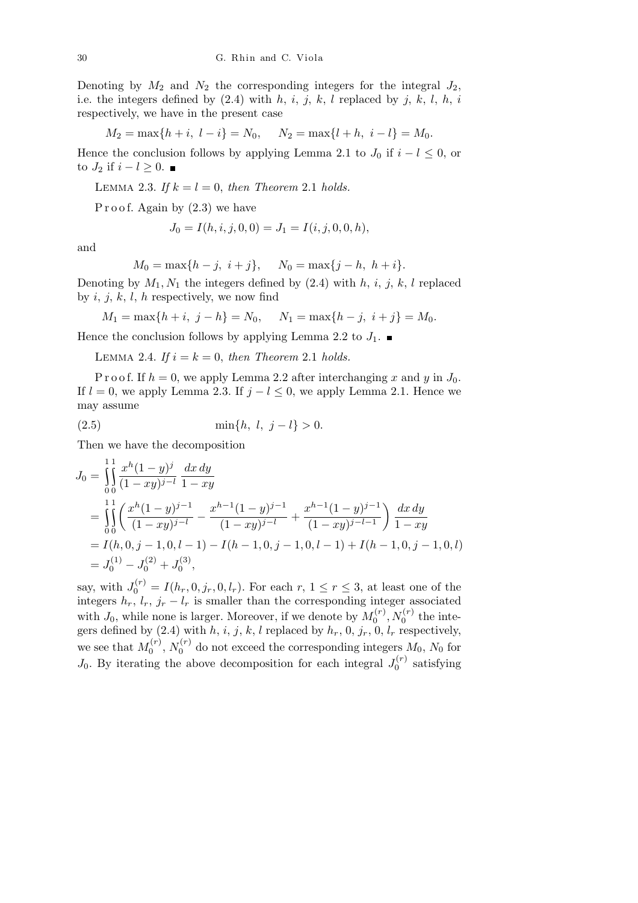Denoting by $M_2$ and $N_2$ the corresponding integers for the integral $J_2$, i.e. the integers defined by (2.4) with $h$, $i$, $j$, $k$, $l$ replaced by $j$, $k$, $l$, $h$, $i$ respectively, we have in the present case

$$M_2 = \max\{h+i,\ l-i\} = N_0, \qquad N_2 = \max\{l+h,\ i-l\} = M_0.$$

Hence the conclusion follows by applying Lemma 2.1 to $J_0$ if $i-l \le 0$, or to $J_2$ if $i-l \ge 0$. ∎

Lemma 2.3. *If $k = l = 0$, then Theorem* 2.1 *holds.*

Proof. Again by (2.3) we have

$$J_0 = I(h, i, j, 0, 0) = J_1 = I(i, j, 0, 0, h),$$

and

$$M_0 = \max\{h-j,\ i+j\}, \qquad N_0 = \max\{j-h,\ h+i\}.$$

Denoting by $M_1, N_1$ the integers defined by (2.4) with $h$, $i$, $j$, $k$, $l$ replaced by $i$, $j$, $k$, $l$, $h$ respectively, we now find

$$M_1 = \max\{h+i,\ j-h\} = N_0, \qquad N_1 = \max\{h-j,\ i+j\} = M_0.$$

Hence the conclusion follows by applying Lemma 2.2 to $J_1$. ∎

Lemma 2.4. *If $i = k = 0$, then Theorem* 2.1 *holds.*

Proof. If $h = 0$, we apply Lemma 2.2 after interchanging $x$ and $y$ in $J_0$. If $l = 0$, we apply Lemma 2.3. If $j - l \le 0$, we apply Lemma 2.1. Hence we may assume

$$\min\{h,\ l,\ j-l\} > 0. \tag{2.5}$$

Then we have the decomposition

$$\begin{aligned}
J_0 &= \int_0^1\!\!\int_0^1 \frac{x^h(1-y)^j}{(1-xy)^{j-l}}\,\frac{dx\,dy}{1-xy} \\
&= \int_0^1\!\!\int_0^1 \left(\frac{x^h(1-y)^{j-1}}{(1-xy)^{j-l}} - \frac{x^{h-1}(1-y)^{j-1}}{(1-xy)^{j-l}} + \frac{x^{h-1}(1-y)^{j-1}}{(1-xy)^{j-l-1}}\right)\frac{dx\,dy}{1-xy} \\
&= I(h,0,j-1,0,l-1) - I(h-1,0,j-1,0,l-1) + I(h-1,0,j-1,0,l) \\
&= J_0^{(1)} - J_0^{(2)} + J_0^{(3)},
\end{aligned}$$

say, with $J_0^{(r)} = I(h_r, 0, j_r, 0, l_r)$. For each $r$, $1 \le r \le 3$, at least one of the integers $h_r$, $l_r$, $j_r - l_r$ is smaller than the corresponding integer associated with $J_0$, while none is larger. Moreover, if we denote by $M_0^{(r)}, N_0^{(r)}$ the integers defined by (2.4) with $h$, $i$, $j$, $k$, $l$ replaced by $h_r$, $0$, $j_r$, $0$, $l_r$ respectively, we see that $M_0^{(r)}$, $N_0^{(r)}$ do not exceed the corresponding integers $M_0$, $N_0$ for $J_0$. By iterating the above decomposition for each integral $J_0^{(r)}$ satisfying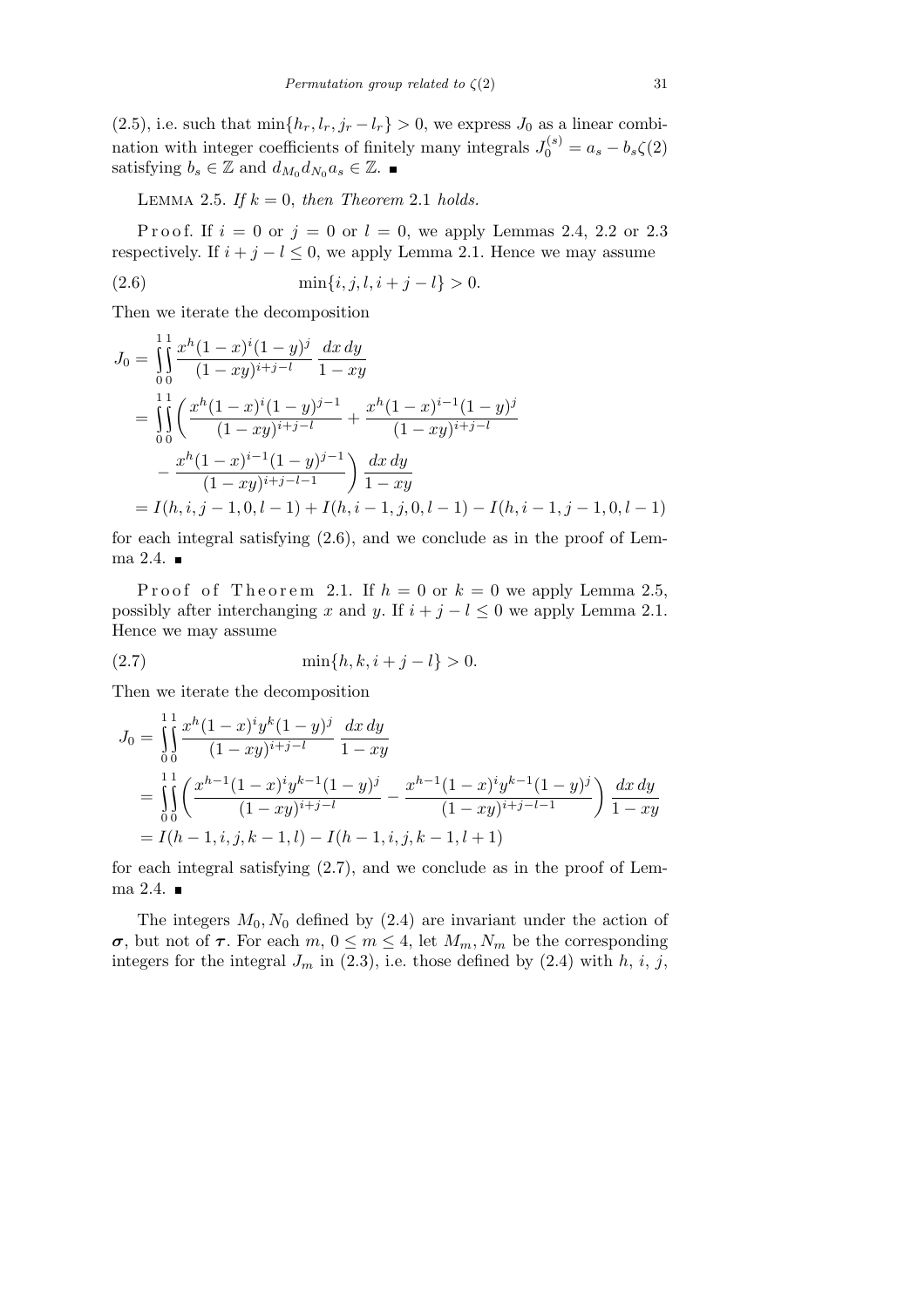(2.5), i.e. such that $\min\{h_r, l_r, j_r - l_r\} > 0$, we express $J_0$ as a linear combination with integer coefficients of finitely many integrals $J_0^{(s)} = a_s - b_s\zeta(2)$ satisfying $b_s \in \mathbb{Z}$ and $d_{M_0} d_{N_0} a_s \in \mathbb{Z}$. ■

LEMMA 2.5. *If $k = 0$, then Theorem* 2.1 *holds.*

Proof. If $i = 0$ or $j = 0$ or $l = 0$, we apply Lemmas 2.4, 2.2 or 2.3 respectively. If $i + j - l \le 0$, we apply Lemma 2.1. Hence we may assume

$$\min\{i, j, l, i + j - l\} > 0. \tag{2.6}$$

Then we iterate the decomposition

$$\begin{aligned}
J_0 &= \int_0^1\!\!\int_0^1 \frac{x^h(1-x)^i(1-y)^j}{(1-xy)^{i+j-l}}\,\frac{dx\,dy}{1-xy} \\
&= \int_0^1\!\!\int_0^1 \bigg(\frac{x^h(1-x)^i(1-y)^{j-1}}{(1-xy)^{i+j-l}} + \frac{x^h(1-x)^{i-1}(1-y)^j}{(1-xy)^{i+j-l}} \\
&\qquad - \frac{x^h(1-x)^{i-1}(1-y)^{j-1}}{(1-xy)^{i+j-l-1}}\bigg)\frac{dx\,dy}{1-xy} \\
&= I(h, i, j-1, 0, l-1) + I(h, i-1, j, 0, l-1) - I(h, i-1, j-1, 0, l-1)
\end{aligned}$$

for each integral satisfying (2.6), and we conclude as in the proof of Lemma 2.4. ■

Proof of Theorem 2.1. If $h = 0$ or $k = 0$ we apply Lemma 2.5, possibly after interchanging $x$ and $y$. If $i + j - l \le 0$ we apply Lemma 2.1. Hence we may assume

$$\min\{h, k, i + j - l\} > 0. \tag{2.7}$$

Then we iterate the decomposition

$$\begin{aligned}
J_0 &= \int_0^1\!\!\int_0^1 \frac{x^h(1-x)^i y^k(1-y)^j}{(1-xy)^{i+j-l}}\,\frac{dx\,dy}{1-xy} \\
&= \int_0^1\!\!\int_0^1 \bigg(\frac{x^{h-1}(1-x)^i y^{k-1}(1-y)^j}{(1-xy)^{i+j-l}} - \frac{x^{h-1}(1-x)^i y^{k-1}(1-y)^j}{(1-xy)^{i+j-l-1}}\bigg)\frac{dx\,dy}{1-xy} \\
&= I(h-1, i, j, k-1, l) - I(h-1, i, j, k-1, l+1)
\end{aligned}$$

for each integral satisfying (2.7), and we conclude as in the proof of Lemma 2.4. ■

The integers $M_0, N_0$ defined by (2.4) are invariant under the action of $\boldsymbol{\sigma}$, but not of $\boldsymbol{\tau}$. For each $m$, $0 \le m \le 4$, let $M_m, N_m$ be the corresponding integers for the integral $J_m$ in (2.3), i.e. those defined by (2.4) with $h$, $i$, $j$,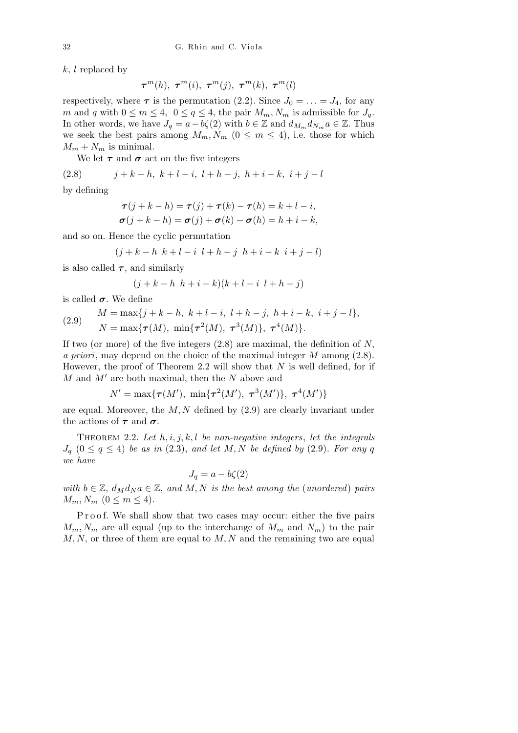$k$, $l$ replaced by

$$\boldsymbol{\tau}^m(h),\ \boldsymbol{\tau}^m(i),\ \boldsymbol{\tau}^m(j),\ \boldsymbol{\tau}^m(k),\ \boldsymbol{\tau}^m(l)$$

respectively, where $\boldsymbol{\tau}$ is the permutation (2.2). Since $J_0 = \ldots = J_4$, for any $m$ and $q$ with $0 \le m \le 4$, $0 \le q \le 4$, the pair $M_m, N_m$ is admissible for $J_q$. In other words, we have $J_q = a - b\zeta(2)$ with $b \in \mathbb{Z}$ and $d_{M_m} d_{N_m} a \in \mathbb{Z}$. Thus we seek the best pairs among $M_m, N_m$ $(0 \le m \le 4)$, i.e. those for which $M_m + N_m$ is minimal.

We let $\boldsymbol{\tau}$ and $\boldsymbol{\sigma}$ act on the five integers

$$j+k-h,\ k+l-i,\ l+h-j,\ h+i-k,\ i+j-l \tag{2.8}$$

by defining

$$\boldsymbol{\tau}(j+k-h) = \boldsymbol{\tau}(j) + \boldsymbol{\tau}(k) - \boldsymbol{\tau}(h) = k+l-i,$$
$$\boldsymbol{\sigma}(j+k-h) = \boldsymbol{\sigma}(j) + \boldsymbol{\sigma}(k) - \boldsymbol{\sigma}(h) = h+i-k,$$

and so on. Hence the cyclic permutation

$$(j+k-h\ \ k+l-i\ \ l+h-j\ \ h+i-k\ \ i+j-l)$$

is also called $\boldsymbol{\tau}$, and similarly

$$(j+k-h\ \ h+i-k)(k+l-i\ \ l+h-j)$$

is called $\boldsymbol{\sigma}$. We define

$$\begin{aligned} M &= \max\{j+k-h,\ k+l-i,\ l+h-j,\ h+i-k,\ i+j-l\},\\ N &= \max\{\boldsymbol{\tau}(M),\ \min\{\boldsymbol{\tau}^2(M),\ \boldsymbol{\tau}^3(M)\},\ \boldsymbol{\tau}^4(M)\}. \end{aligned} \tag{2.9}$$

If two (or more) of the five integers (2.8) are maximal, the definition of $N$, *a priori*, may depend on the choice of the maximal integer $M$ among (2.8). However, the proof of Theorem 2.2 will show that $N$ is well defined, for if $M$ and $M'$ are both maximal, then the $N$ above and

$$N' = \max\{\boldsymbol{\tau}(M'),\ \min\{\boldsymbol{\tau}^2(M'),\ \boldsymbol{\tau}^3(M')\},\ \boldsymbol{\tau}^4(M')\}$$

are equal. Moreover, the $M, N$ defined by (2.9) are clearly invariant under the actions of $\boldsymbol{\tau}$ and $\boldsymbol{\sigma}$.

THEOREM 2.2. *Let $h, i, j, k, l$ be non-negative integers, let the integrals $J_q$ $(0 \le q \le 4)$ be as in* (2.3), *and let $M, N$ be defined by* (2.9). *For any $q$ we have*

$$J_q = a - b\zeta(2)$$

*with $b \in \mathbb{Z}$, $d_M d_N a \in \mathbb{Z}$, and $M, N$ is the best among the* (*unordered*) *pairs $M_m, N_m$ $(0 \le m \le 4)$.*

Proof. We shall show that two cases may occur: either the five pairs $M_m, N_m$ are all equal (up to the interchange of $M_m$ and $N_m$) to the pair $M, N$, or three of them are equal to $M, N$ and the remaining two are equal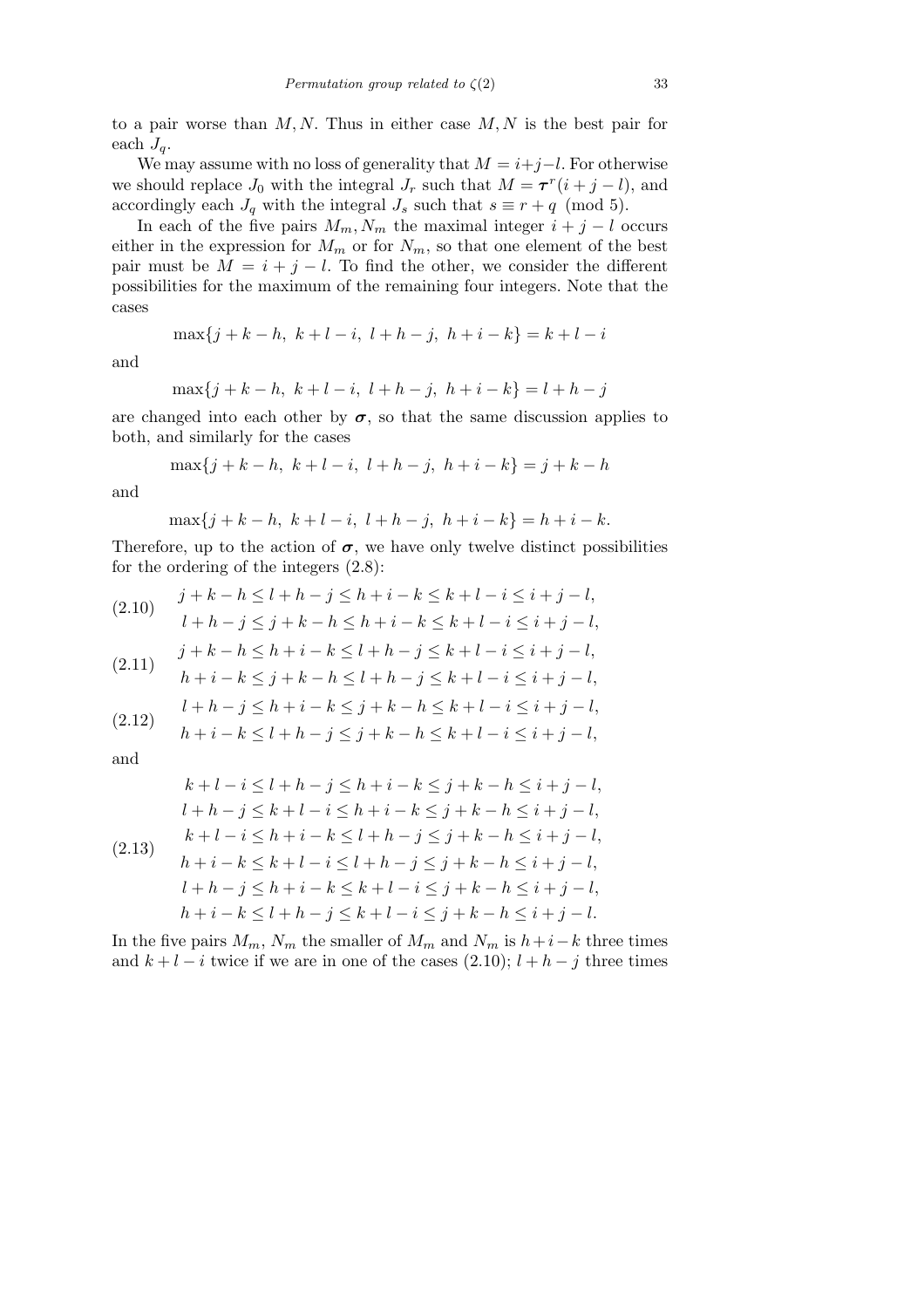to a pair worse than $M, N$. Thus in either case $M, N$ is the best pair for each $J_q$.

We may assume with no loss of generality that $M = i+j-l$. For otherwise we should replace $J_0$ with the integral $J_r$ such that $M = \boldsymbol{\tau}^r(i+j-l)$, and accordingly each $J_q$ with the integral $J_s$ such that $s \equiv r+q \pmod 5$.

In each of the five pairs $M_m, N_m$ the maximal integer $i+j-l$ occurs either in the expression for $M_m$ or for $N_m$, so that one element of the best pair must be $M = i+j-l$. To find the other, we consider the different possibilities for the maximum of the remaining four integers. Note that the cases

$$\max\{j+k-h,\ k+l-i,\ l+h-j,\ h+i-k\} = k+l-i$$

and

$$\max\{j+k-h,\ k+l-i,\ l+h-j,\ h+i-k\} = l+h-j$$

are changed into each other by $\boldsymbol{\sigma}$, so that the same discussion applies to both, and similarly for the cases

$$\max\{j+k-h,\ k+l-i,\ l+h-j,\ h+i-k\} = j+k-h$$

and

$$\max\{j+k-h,\ k+l-i,\ l+h-j,\ h+i-k\} = h+i-k.$$

Therefore, up to the action of $\boldsymbol{\sigma}$, we have only twelve distinct possibilities for the ordering of the integers (2.8):

$$\begin{aligned} &j+k-h \le l+h-j \le h+i-k \le k+l-i \le i+j-l, \\ &l+h-j \le j+k-h \le h+i-k \le k+l-i \le i+j-l, \end{aligned} \tag{2.10}$$

$$\begin{aligned} &j+k-h \le h+i-k \le l+h-j \le k+l-i \le i+j-l, \\ &h+i-k \le j+k-h \le l+h-j \le k+l-i \le i+j-l, \end{aligned} \tag{2.11}$$

$$\begin{aligned} &l+h-j \le h+i-k \le j+k-h \le k+l-i \le i+j-l, \\ &h+i-k \le l+h-j \le j+k-h \le k+l-i \le i+j-l, \end{aligned} \tag{2.12}$$

and

$$\begin{aligned} &k+l-i \le l+h-j \le h+i-k \le j+k-h \le i+j-l, \\ &l+h-j \le k+l-i \le h+i-k \le j+k-h \le i+j-l, \\ &k+l-i \le h+i-k \le l+h-j \le j+k-h \le i+j-l, \\ &h+i-k \le k+l-i \le l+h-j \le j+k-h \le i+j-l, \\ &l+h-j \le h+i-k \le k+l-i \le j+k-h \le i+j-l, \\ &h+i-k \le l+h-j \le k+l-i \le j+k-h \le i+j-l. \end{aligned} \tag{2.13}$$

In the five pairs $M_m$, $N_m$ the smaller of $M_m$ and $N_m$ is $h+i-k$ three times and $k+l-i$ twice if we are in one of the cases (2.10); $l+h-j$ three times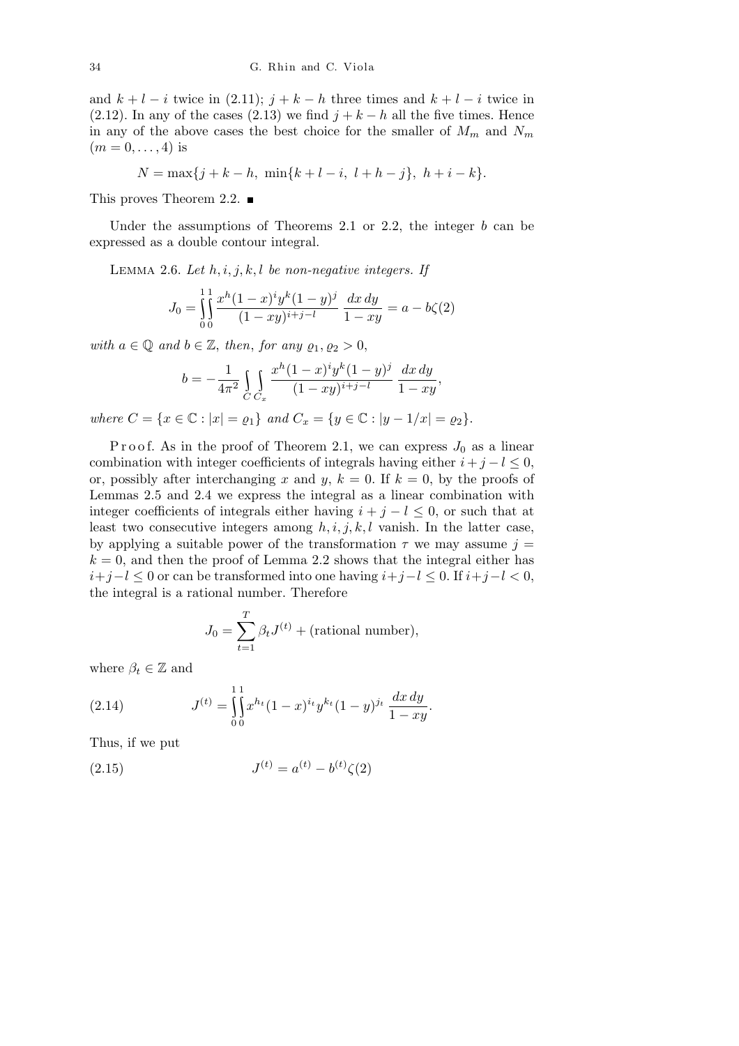and $k+l-i$ twice in (2.11); $j+k-h$ three times and $k+l-i$ twice in (2.12). In any of the cases (2.13) we find $j+k-h$ all the five times. Hence in any of the above cases the best choice for the smaller of $M_m$ and $N_m$ $(m=0,\dots,4)$ is

$$N = \max\{j+k-h,\ \min\{k+l-i,\ l+h-j\},\ h+i-k\}.$$

This proves Theorem 2.2. ∎

Under the assumptions of Theorems 2.1 or 2.2, the integer $b$ can be expressed as a double contour integral.

LEMMA 2.6. *Let $h,i,j,k,l$ be non-negative integers. If*

$$J_0 = \int_0^1\!\!\int_0^1 \frac{x^h(1-x)^i y^k(1-y)^j}{(1-xy)^{i+j-l}}\,\frac{dx\,dy}{1-xy} = a - b\zeta(2)$$

*with $a \in \mathbb{Q}$ and $b \in \mathbb{Z}$, then, for any $\varrho_1, \varrho_2 > 0$,*

$$b = -\frac{1}{4\pi^2}\int_C\int_{C_x} \frac{x^h(1-x)^i y^k(1-y)^j}{(1-xy)^{i+j-l}}\,\frac{dx\,dy}{1-xy},$$

*where $C = \{x \in \mathbb{C} : |x| = \varrho_1\}$ and $C_x = \{y \in \mathbb{C} : |y - 1/x| = \varrho_2\}$.*

Proof. As in the proof of Theorem 2.1, we can express $J_0$ as a linear combination with integer coefficients of integrals having either $i+j-l \le 0$, or, possibly after interchanging $x$ and $y$, $k=0$. If $k=0$, by the proofs of Lemmas 2.5 and 2.4 we express the integral as a linear combination with integer coefficients of integrals either having $i+j-l \le 0$, or such that at least two consecutive integers among $h,i,j,k,l$ vanish. In the latter case, by applying a suitable power of the transformation $\tau$ we may assume $j = k = 0$, and then the proof of Lemma 2.2 shows that the integral either has $i+j-l \le 0$ or can be transformed into one having $i+j-l \le 0$. If $i+j-l < 0$, the integral is a rational number. Therefore

$$J_0 = \sum_{t=1}^{T} \beta_t J^{(t)} + (\text{rational number}),$$

where $\beta_t \in \mathbb{Z}$ and

$$J^{(t)} = \int_0^1\!\!\int_0^1 x^{h_t}(1-x)^{i_t} y^{k_t}(1-y)^{j_t}\,\frac{dx\,dy}{1-xy}. \tag{2.14}$$

Thus, if we put

$$J^{(t)} = a^{(t)} - b^{(t)}\zeta(2) \tag{2.15}$$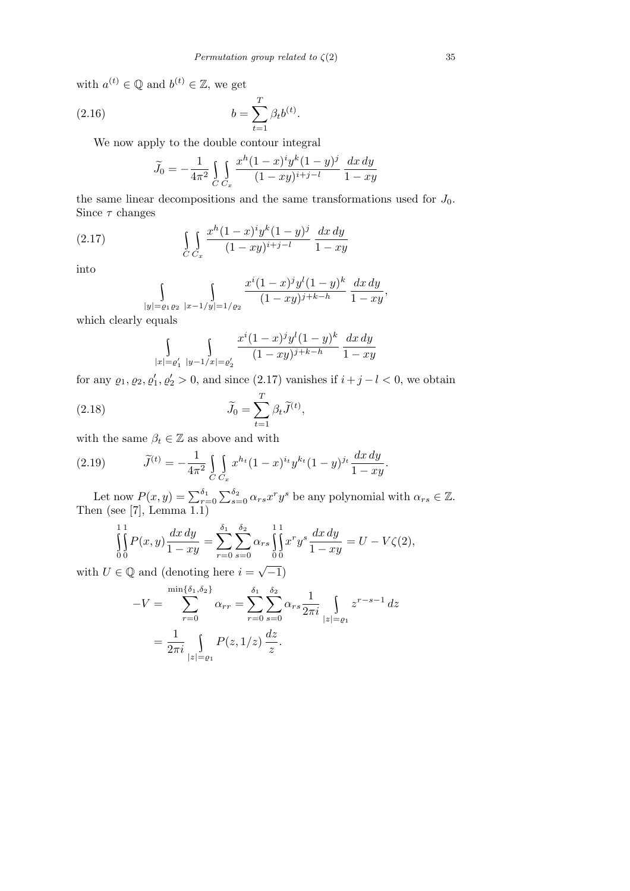with $a^{(t)} \in \mathbb{Q}$ and $b^{(t)} \in \mathbb{Z}$, we get

$$b = \sum_{t=1}^{T} \beta_t b^{(t)}. \tag{2.16}$$

We now apply to the double contour integral

$$\widetilde{J}_0 = -\frac{1}{4\pi^2} \int_C \int_{C_x} \frac{x^h(1-x)^i y^k (1-y)^j}{(1-xy)^{i+j-l}} \, \frac{dx\,dy}{1-xy}$$

the same linear decompositions and the same transformations used for $J_0$. Since $\tau$ changes

$$\int_C \int_{C_x} \frac{x^h(1-x)^i y^k (1-y)^j}{(1-xy)^{i+j-l}} \, \frac{dx\,dy}{1-xy} \tag{2.17}$$

into

$$\int_{|y|=\varrho_1\varrho_2} \int_{|x-1/y|=1/\varrho_2} \frac{x^i(1-x)^j y^l (1-y)^k}{(1-xy)^{j+k-h}} \, \frac{dx\,dy}{1-xy},$$

which clearly equals

$$\int_{|x|=\varrho_1'} \int_{|y-1/x|=\varrho_2'} \frac{x^i(1-x)^j y^l (1-y)^k}{(1-xy)^{j+k-h}} \, \frac{dx\,dy}{1-xy}$$

for any $\varrho_1, \varrho_2, \varrho_1', \varrho_2' > 0$, and since (2.17) vanishes if $i+j-l < 0$, we obtain

$$\widetilde{J}_0 = \sum_{t=1}^{T} \beta_t \widetilde{J}^{(t)}, \tag{2.18}$$

with the same $\beta_t \in \mathbb{Z}$ as above and with

$$\widetilde{J}^{(t)} = -\frac{1}{4\pi^2} \int_C \int_{C_x} x^{h_t}(1-x)^{i_t} y^{k_t}(1-y)^{j_t} \frac{dx\,dy}{1-xy}. \tag{2.19}$$

Let now $P(x,y) = \sum_{r=0}^{\delta_1} \sum_{s=0}^{\delta_2} \alpha_{rs} x^r y^s$ be any polynomial with $\alpha_{rs} \in \mathbb{Z}$. Then (see [7], Lemma 1.1)

$$\int_0^1 \int_0^1 P(x,y) \frac{dx\,dy}{1-xy} = \sum_{r=0}^{\delta_1} \sum_{s=0}^{\delta_2} \alpha_{rs} \int_0^1 \int_0^1 x^r y^s \frac{dx\,dy}{1-xy} = U - V\zeta(2),$$

with $U \in \mathbb{Q}$ and (denoting here $i = \sqrt{-1}$)

$$\begin{aligned} -V &= \sum_{r=0}^{\min\{\delta_1,\delta_2\}} \alpha_{rr} = \sum_{r=0}^{\delta_1} \sum_{s=0}^{\delta_2} \alpha_{rs} \frac{1}{2\pi i} \int_{|z|=\varrho_1} z^{r-s-1}\, dz \\ &= \frac{1}{2\pi i} \int_{|z|=\varrho_1} P(z, 1/z)\, \frac{dz}{z}. \end{aligned}$$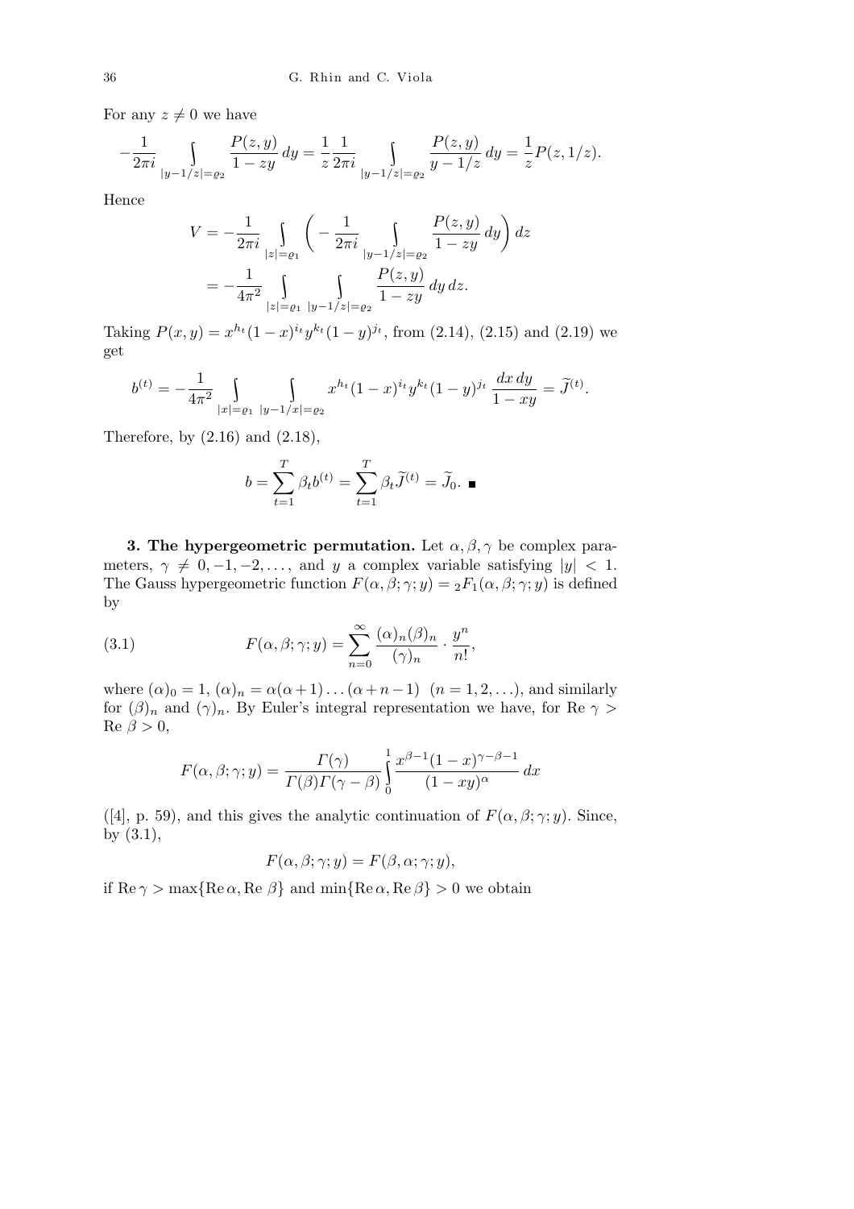For any $z \neq 0$ we have

$$-\frac{1}{2\pi i} \int_{|y-1/z|=\varrho_2} \frac{P(z,y)}{1-zy}\, dy = \frac{1}{z}\frac{1}{2\pi i} \int_{|y-1/z|=\varrho_2} \frac{P(z,y)}{y-1/z}\, dy = \frac{1}{z}P(z,1/z).$$

Hence

$$\begin{aligned} V &= -\frac{1}{2\pi i} \int_{|z|=\varrho_1} \bigg( -\frac{1}{2\pi i} \int_{|y-1/z|=\varrho_2} \frac{P(z,y)}{1-zy}\, dy \bigg)\, dz \\ &= -\frac{1}{4\pi^2} \int_{|z|=\varrho_1} \int_{|y-1/z|=\varrho_2} \frac{P(z,y)}{1-zy}\, dy\, dz. \end{aligned}$$

Taking $P(x,y) = x^{h_t}(1-x)^{i_t} y^{k_t}(1-y)^{j_t}$, from (2.14), (2.15) and (2.19) we get

$$b^{(t)} = -\frac{1}{4\pi^2} \int_{|x|=\varrho_1} \int_{|y-1/x|=\varrho_2} x^{h_t}(1-x)^{i_t} y^{k_t}(1-y)^{j_t}\, \frac{dx\, dy}{1-xy} = \widetilde{J}^{(t)}.$$

Therefore, by (2.16) and (2.18),

$$b = \sum_{t=1}^{T} \beta_t b^{(t)} = \sum_{t=1}^{T} \beta_t \widetilde{J}^{(t)} = \widetilde{J}_0. \ \blacksquare$$

**3. The hypergeometric permutation.** Let $\alpha, \beta, \gamma$ be complex parameters, $\gamma \neq 0, -1, -2, \ldots$, and $y$ a complex variable satisfying $|y| < 1$. The Gauss hypergeometric function $F(\alpha, \beta; \gamma; y) = {}_2F_1(\alpha, \beta; \gamma; y)$ is defined by

$$F(\alpha, \beta; \gamma; y) = \sum_{n=0}^{\infty} \frac{(\alpha)_n (\beta)_n}{(\gamma)_n} \cdot \frac{y^n}{n!}, \tag{3.1}$$

where $(\alpha)_0 = 1$, $(\alpha)_n = \alpha(\alpha+1)\ldots(\alpha+n-1)$ $(n = 1, 2, \ldots)$, and similarly for $(\beta)_n$ and $(\gamma)_n$. By Euler's integral representation we have, for $\operatorname{Re} \gamma > \operatorname{Re} \beta > 0$,

$$F(\alpha, \beta; \gamma; y) = \frac{\Gamma(\gamma)}{\Gamma(\beta)\Gamma(\gamma-\beta)} \int_0^1 \frac{x^{\beta-1}(1-x)^{\gamma-\beta-1}}{(1-xy)^{\alpha}}\, dx$$

([4], p. 59), and this gives the analytic continuation of $F(\alpha, \beta; \gamma; y)$. Since, by (3.1),

$$F(\alpha, \beta; \gamma; y) = F(\beta, \alpha; \gamma; y),$$

if $\operatorname{Re} \gamma > \max\{\operatorname{Re} \alpha, \operatorname{Re} \beta\}$ and $\min\{\operatorname{Re} \alpha, \operatorname{Re} \beta\} > 0$ we obtain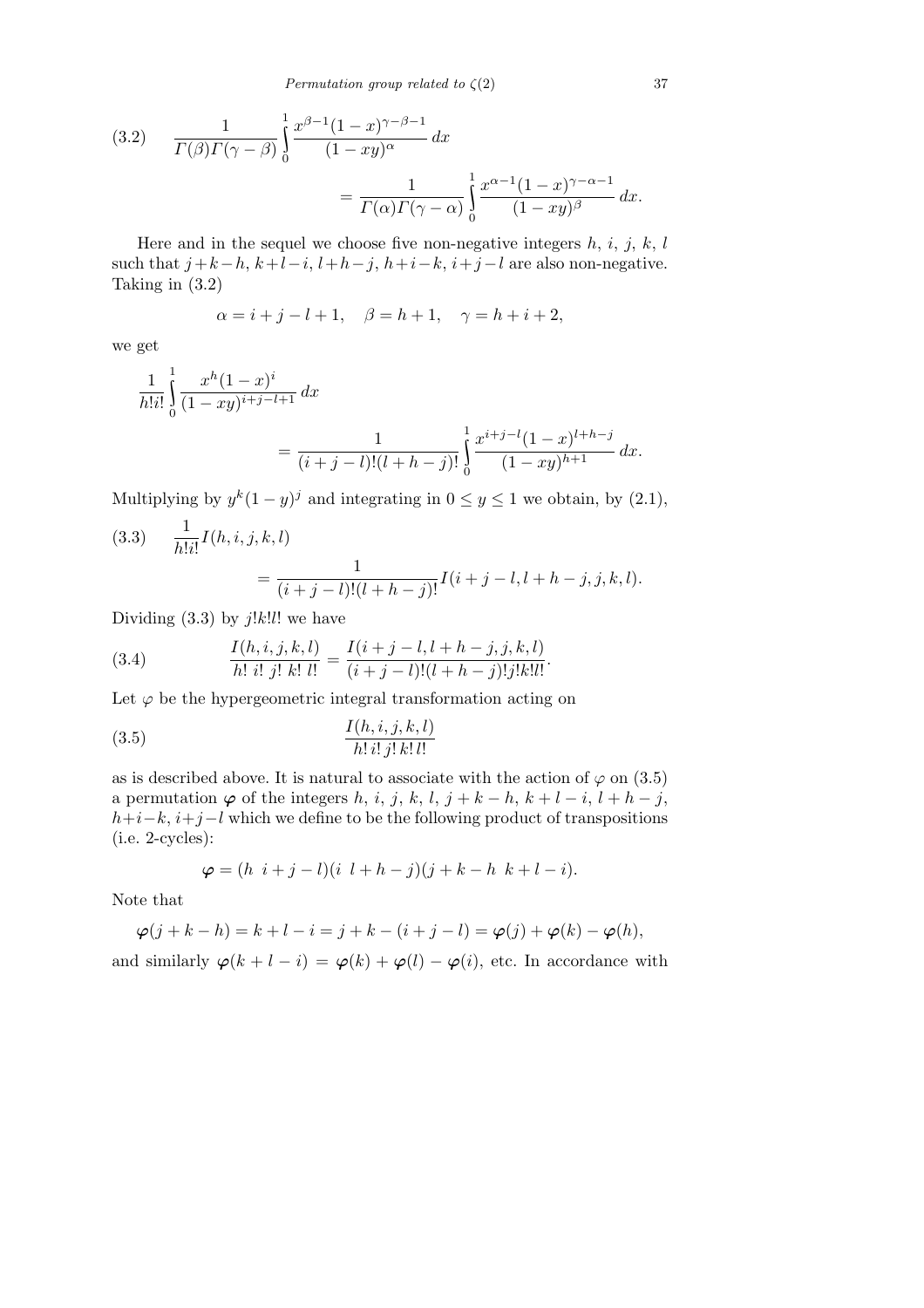$$
\frac{1}{\Gamma(\beta)\Gamma(\gamma-\beta)}\int_0^1 \frac{x^{\beta-1}(1-x)^{\gamma-\beta-1}}{(1-xy)^{\alpha}}\,dx = \frac{1}{\Gamma(\alpha)\Gamma(\gamma-\alpha)}\int_0^1 \frac{x^{\alpha-1}(1-x)^{\gamma-\alpha-1}}{(1-xy)^{\beta}}\,dx. \tag{3.2}
$$

Here and in the sequel we choose five non-negative integers $h$, $i$, $j$, $k$, $l$ such that $j+k-h$, $k+l-i$, $l+h-j$, $h+i-k$, $i+j-l$ are also non-negative. Taking in (3.2)

$$
\alpha = i+j-l+1, \quad \beta = h+1, \quad \gamma = h+i+2,
$$

we get

$$
\frac{1}{h!i!}\int_0^1 \frac{x^h(1-x)^i}{(1-xy)^{i+j-l+1}}\,dx = \frac{1}{(i+j-l)!(l+h-j)!}\int_0^1 \frac{x^{i+j-l}(1-x)^{l+h-j}}{(1-xy)^{h+1}}\,dx.
$$

Multiplying by $y^k(1-y)^j$ and integrating in $0 \le y \le 1$ we obtain, by (2.1),

$$
\frac{1}{h!i!}I(h,i,j,k,l) = \frac{1}{(i+j-l)!(l+h-j)!}I(i+j-l, l+h-j, j, k, l). \tag{3.3}
$$

Dividing (3.3) by $j!k!l!$ we have

$$
\frac{I(h,i,j,k,l)}{h!\ i!\ j!\ k!\ l!} = \frac{I(i+j-l, l+h-j, j, k, l)}{(i+j-l)!(l+h-j)!j!k!l!}. \tag{3.4}
$$

Let $\varphi$ be the hypergeometric integral transformation acting on

$$
\frac{I(h,i,j,k,l)}{h!\,i!\,j!\,k!\,l!} \tag{3.5}
$$

as is described above. It is natural to associate with the action of $\varphi$ on (3.5) a permutation $\boldsymbol{\varphi}$ of the integers $h$, $i$, $j$, $k$, $l$, $j+k-h$, $k+l-i$, $l+h-j$, $h+i-k$, $i+j-l$ which we define to be the following product of transpositions (i.e. 2-cycles):

$$
\boldsymbol{\varphi} = (h\ \ i+j-l)(i\ \ l+h-j)(j+k-h\ \ k+l-i).
$$

Note that

$$
\boldsymbol{\varphi}(j+k-h) = k+l-i = j+k-(i+j-l) = \boldsymbol{\varphi}(j)+\boldsymbol{\varphi}(k)-\boldsymbol{\varphi}(h),
$$

and similarly $\boldsymbol{\varphi}(k+l-i) = \boldsymbol{\varphi}(k)+\boldsymbol{\varphi}(l)-\boldsymbol{\varphi}(i)$, etc. In accordance with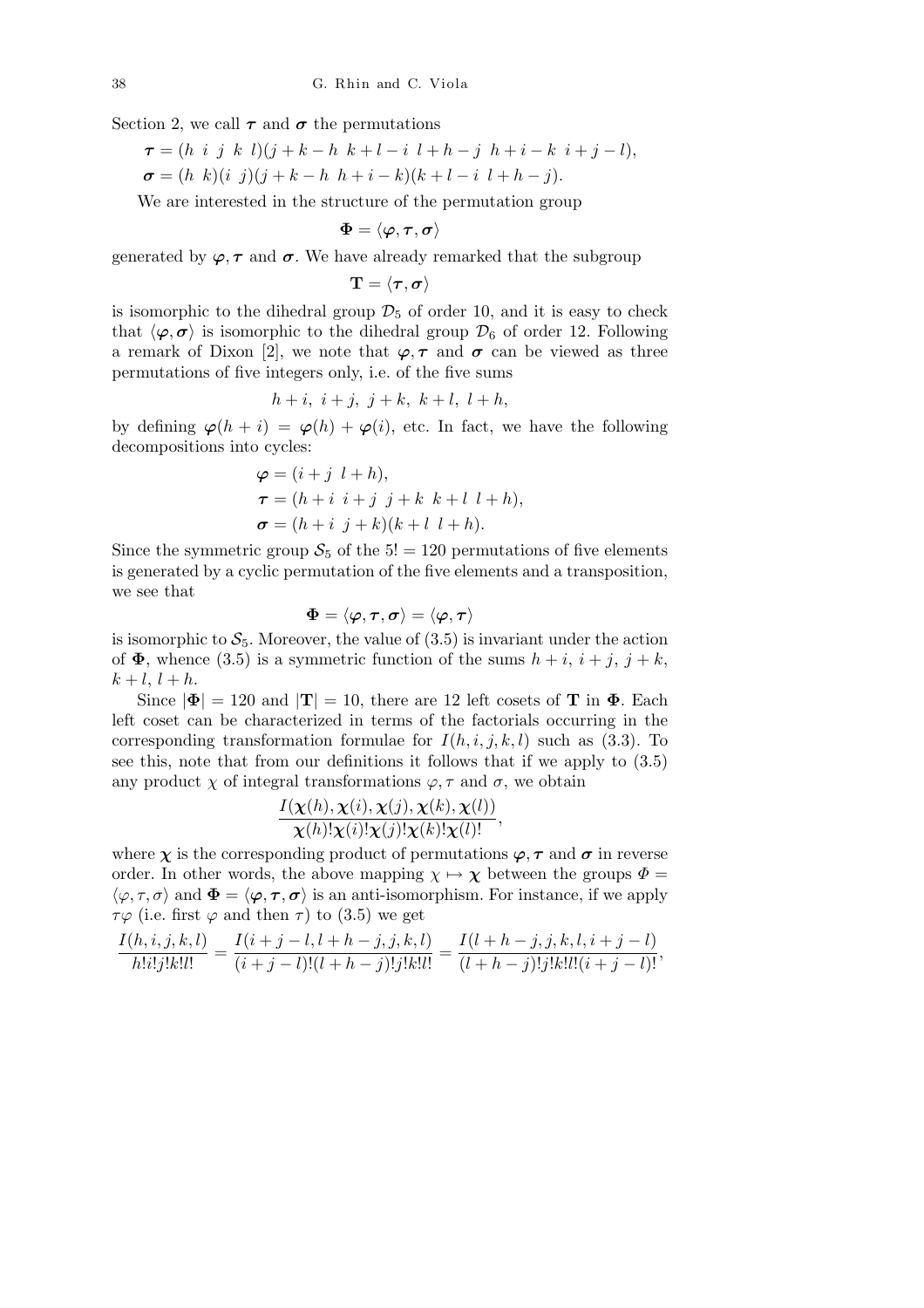Section 2, we call $\boldsymbol{\tau}$ and $\boldsymbol{\sigma}$ the permutations

$$\boldsymbol{\tau} = (h\ \ i\ \ j\ \ k\ \ l)(j+k-h\ \ k+l-i\ \ l+h-j\ \ h+i-k\ \ i+j-l),$$
$$\boldsymbol{\sigma} = (h\ \ k)(i\ \ j)(j+k-h\ \ h+i-k)(k+l-i\ \ l+h-j).$$

We are interested in the structure of the permutation group

$$\boldsymbol{\Phi} = \langle \boldsymbol{\varphi}, \boldsymbol{\tau}, \boldsymbol{\sigma} \rangle$$

generated by $\boldsymbol{\varphi}, \boldsymbol{\tau}$ and $\boldsymbol{\sigma}$. We have already remarked that the subgroup

$$\mathbf{T} = \langle \boldsymbol{\tau}, \boldsymbol{\sigma} \rangle$$

is isomorphic to the dihedral group $\mathcal{D}_5$ of order 10, and it is easy to check that $\langle \boldsymbol{\varphi}, \boldsymbol{\sigma} \rangle$ is isomorphic to the dihedral group $\mathcal{D}_6$ of order 12. Following a remark of Dixon [2], we note that $\boldsymbol{\varphi}, \boldsymbol{\tau}$ and $\boldsymbol{\sigma}$ can be viewed as three permutations of five integers only, i.e. of the five sums

$$h+i,\ i+j,\ j+k,\ k+l,\ l+h,$$

by defining $\boldsymbol{\varphi}(h+i) = \boldsymbol{\varphi}(h) + \boldsymbol{\varphi}(i)$, etc. In fact, we have the following decompositions into cycles:

$$\boldsymbol{\varphi} = (i+j\ \ l+h),$$
$$\boldsymbol{\tau} = (h+i\ \ i+j\ \ j+k\ \ k+l\ \ l+h),$$
$$\boldsymbol{\sigma} = (h+i\ \ j+k)(k+l\ \ l+h).$$

Since the symmetric group $\mathcal{S}_5$ of the $5! = 120$ permutations of five elements is generated by a cyclic permutation of the five elements and a transposition, we see that

$$\boldsymbol{\Phi} = \langle \boldsymbol{\varphi}, \boldsymbol{\tau}, \boldsymbol{\sigma} \rangle = \langle \boldsymbol{\varphi}, \boldsymbol{\tau} \rangle$$

is isomorphic to $\mathcal{S}_5$. Moreover, the value of (3.5) is invariant under the action of $\boldsymbol{\Phi}$, whence (3.5) is a symmetric function of the sums $h+i$, $i+j$, $j+k$, $k+l$, $l+h$.

Since $|\boldsymbol{\Phi}| = 120$ and $|\mathbf{T}| = 10$, there are 12 left cosets of $\mathbf{T}$ in $\boldsymbol{\Phi}$. Each left coset can be characterized in terms of the factorials occurring in the corresponding transformation formulae for $I(h,i,j,k,l)$ such as (3.3). To see this, note that from our definitions it follows that if we apply to (3.5) any product $\chi$ of integral transformations $\varphi, \tau$ and $\sigma$, we obtain

$$\frac{I(\boldsymbol{\chi}(h), \boldsymbol{\chi}(i), \boldsymbol{\chi}(j), \boldsymbol{\chi}(k), \boldsymbol{\chi}(l))}{\boldsymbol{\chi}(h)!\boldsymbol{\chi}(i)!\boldsymbol{\chi}(j)!\boldsymbol{\chi}(k)!\boldsymbol{\chi}(l)!},$$

where $\boldsymbol{\chi}$ is the corresponding product of permutations $\boldsymbol{\varphi}, \boldsymbol{\tau}$ and $\boldsymbol{\sigma}$ in reverse order. In other words, the above mapping $\chi \mapsto \boldsymbol{\chi}$ between the groups $\Phi = \langle \varphi, \tau, \sigma \rangle$ and $\boldsymbol{\Phi} = \langle \boldsymbol{\varphi}, \boldsymbol{\tau}, \boldsymbol{\sigma} \rangle$ is an anti-isomorphism. For instance, if we apply $\tau\varphi$ (i.e. first $\varphi$ and then $\tau$) to (3.5) we get

$$\frac{I(h,i,j,k,l)}{h!i!j!k!l!} = \frac{I(i+j-l, l+h-j, j, k, l)}{(i+j-l)!(l+h-j)!j!k!l!} = \frac{I(l+h-j, j, k, l, i+j-l)}{(l+h-j)!j!k!l!(i+j-l)!},$$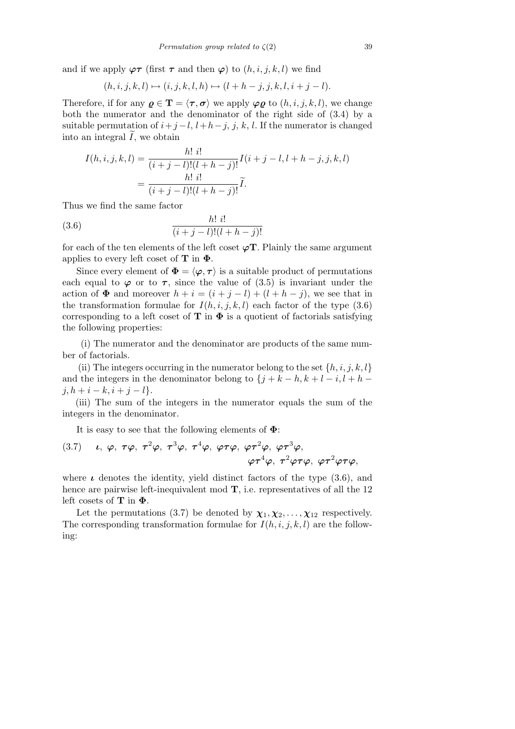and if we apply $\boldsymbol{\varphi\tau}$ (first $\boldsymbol{\tau}$ and then $\boldsymbol{\varphi}$) to $(h,i,j,k,l)$ we find

$$(h,i,j,k,l)\mapsto(i,j,k,l,h)\mapsto(l+h-j,j,k,l,i+j-l).$$

Therefore, if for any $\boldsymbol{\varrho}\in\mathbf{T}=\langle\boldsymbol{\tau},\boldsymbol{\sigma}\rangle$ we apply $\boldsymbol{\varphi\varrho}$ to $(h,i,j,k,l)$, we change both the numerator and the denominator of the right side of (3.4) by a suitable permutation of $i+j-l$, $l+h-j$, $j$, $k$, $l$. If the numerator is changed into an integral $\widetilde{I}$, we obtain

$$\begin{aligned}I(h,i,j,k,l)&=\frac{h!\ i!}{(i+j-l)!(l+h-j)!}I(i+j-l,l+h-j,j,k,l)\\&=\frac{h!\ i!}{(i+j-l)!(l+h-j)!}\widetilde{I}.\end{aligned}$$

Thus we find the same factor

$$\frac{h!\ i!}{(i+j-l)!(l+h-j)!}\tag{3.6}$$

for each of the ten elements of the left coset $\boldsymbol{\varphi}\mathbf{T}$. Plainly the same argument applies to every left coset of $\mathbf{T}$ in $\boldsymbol{\Phi}$.

Since every element of $\boldsymbol{\Phi}=\langle\boldsymbol{\varphi},\boldsymbol{\tau}\rangle$ is a suitable product of permutations each equal to $\boldsymbol{\varphi}$ or to $\boldsymbol{\tau}$, since the value of (3.5) is invariant under the action of $\boldsymbol{\Phi}$ and moreover $h+i=(i+j-l)+(l+h-j)$, we see that in the transformation formulae for $I(h,i,j,k,l)$ each factor of the type (3.6) corresponding to a left coset of $\mathbf{T}$ in $\boldsymbol{\Phi}$ is a quotient of factorials satisfying the following properties:

(i) The numerator and the denominator are products of the same number of factorials.

(ii) The integers occurring in the numerator belong to the set $\{h,i,j,k,l\}$ and the integers in the denominator belong to $\{j+k-h,k+l-i,l+h-j,h+i-k,i+j-l\}$.

(iii) The sum of the integers in the numerator equals the sum of the integers in the denominator.

It is easy to see that the following elements of $\boldsymbol{\Phi}$:

$$\boldsymbol{\iota},\ \boldsymbol{\varphi},\ \boldsymbol{\tau\varphi},\ \boldsymbol{\tau}^2\boldsymbol{\varphi},\ \boldsymbol{\tau}^3\boldsymbol{\varphi},\ \boldsymbol{\tau}^4\boldsymbol{\varphi},\ \boldsymbol{\varphi\tau\varphi},\ \boldsymbol{\varphi\tau}^2\boldsymbol{\varphi},\ \boldsymbol{\varphi\tau}^3\boldsymbol{\varphi},\ \boldsymbol{\varphi\tau}^4\boldsymbol{\varphi},\ \boldsymbol{\tau}^2\boldsymbol{\varphi\tau\varphi},\ \boldsymbol{\varphi\tau}^2\boldsymbol{\varphi\tau\varphi},\tag{3.7}$$

where $\boldsymbol{\iota}$ denotes the identity, yield distinct factors of the type (3.6), and hence are pairwise left-inequivalent mod $\mathbf{T}$, i.e. representatives of all the 12 left cosets of $\mathbf{T}$ in $\boldsymbol{\Phi}$.

Let the permutations (3.7) be denoted by $\boldsymbol{\chi}_1,\boldsymbol{\chi}_2,\ldots,\boldsymbol{\chi}_{12}$ respectively. The corresponding transformation formulae for $I(h,i,j,k,l)$ are the following: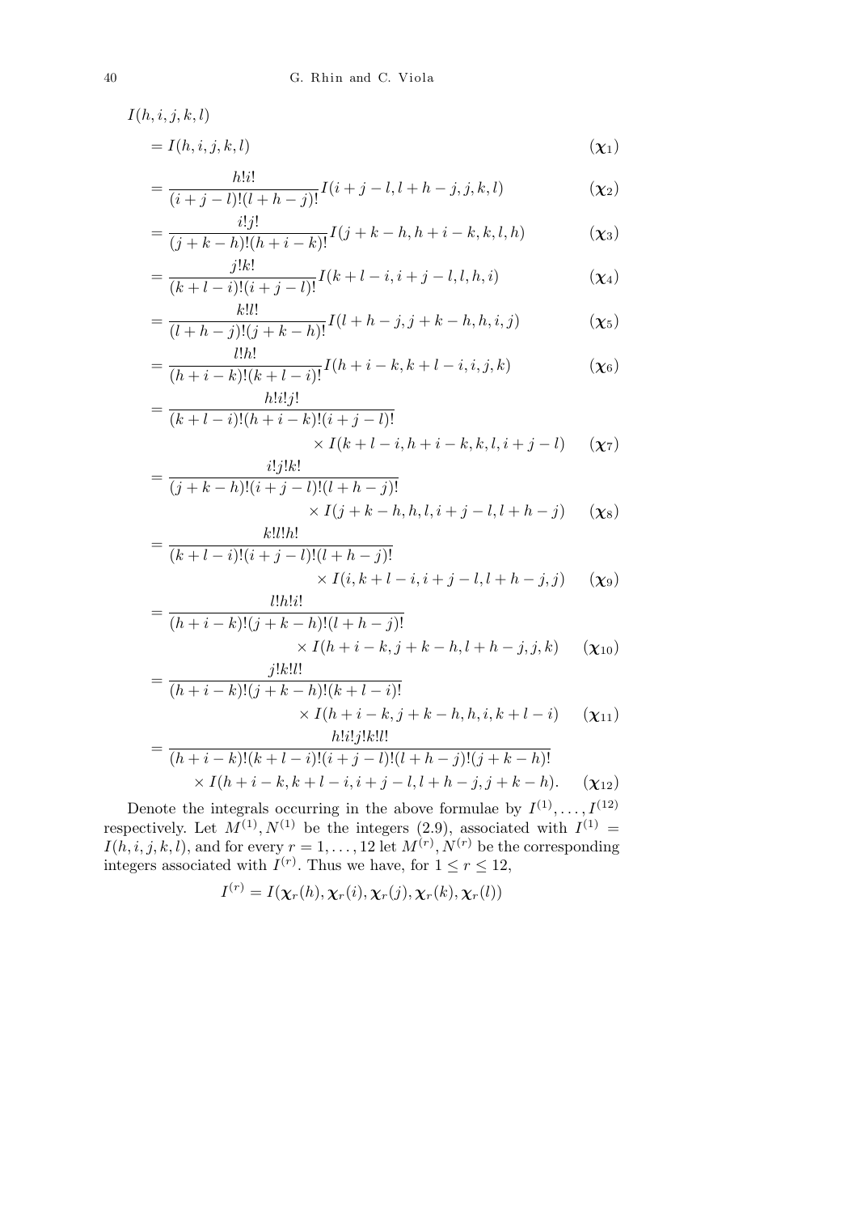$$
\begin{aligned}
&I(h,i,j,k,l)\\
&= I(h,i,j,k,l) && (\boldsymbol{\chi}_1)\\
&= \frac{h!i!}{(i+j-l)!(l+h-j)!} I(i+j-l, l+h-j, j, k, l) && (\boldsymbol{\chi}_2)\\
&= \frac{i!j!}{(j+k-h)!(h+i-k)!} I(j+k-h, h+i-k, k, l, h) && (\boldsymbol{\chi}_3)\\
&= \frac{j!k!}{(k+l-i)!(i+j-l)!} I(k+l-i, i+j-l, l, h, i) && (\boldsymbol{\chi}_4)\\
&= \frac{k!l!}{(l+h-j)!(j+k-h)!} I(l+h-j, j+k-h, h, i, j) && (\boldsymbol{\chi}_5)\\
&= \frac{l!h!}{(h+i-k)!(k+l-i)!} I(h+i-k, k+l-i, i, j, k) && (\boldsymbol{\chi}_6)\\
&= \frac{h!i!j!}{(k+l-i)!(h+i-k)!(i+j-l)!}\\
&\qquad \times I(k+l-i, h+i-k, k, l, i+j-l) && (\boldsymbol{\chi}_7)\\
&= \frac{i!j!k!}{(j+k-h)!(i+j-l)!(l+h-j)!}\\
&\qquad \times I(j+k-h, h, l, i+j-l, l+h-j) && (\boldsymbol{\chi}_8)\\
&= \frac{k!l!h!}{(k+l-i)!(i+j-l)!(l+h-j)!}\\
&\qquad \times I(i, k+l-i, i+j-l, l+h-j, j) && (\boldsymbol{\chi}_9)\\
&= \frac{l!h!i!}{(h+i-k)!(j+k-h)!(l+h-j)!}\\
&\qquad \times I(h+i-k, j+k-h, l+h-j, j, k) && (\boldsymbol{\chi}_{10})\\
&= \frac{j!k!l!}{(h+i-k)!(j+k-h)!(k+l-i)!}\\
&\qquad \times I(h+i-k, j+k-h, h, i, k+l-i) && (\boldsymbol{\chi}_{11})\\
&= \frac{h!i!j!k!l!}{(h+i-k)!(k+l-i)!(i+j-l)!(l+h-j)!(j+k-h)!}\\
&\qquad \times I(h+i-k, k+l-i, i+j-l, l+h-j, j+k-h). && (\boldsymbol{\chi}_{12})
\end{aligned}
$$

Denote the integrals occurring in the above formulae by $I^{(1)}, \ldots, I^{(12)}$ respectively. Let $M^{(1)}, N^{(1)}$ be the integers (2.9), associated with $I^{(1)} = I(h,i,j,k,l)$, and for every $r = 1, \ldots, 12$ let $M^{(r)}, N^{(r)}$ be the corresponding integers associated with $I^{(r)}$. Thus we have, for $1 \le r \le 12$,

$$
I^{(r)} = I(\boldsymbol{\chi}_r(h), \boldsymbol{\chi}_r(i), \boldsymbol{\chi}_r(j), \boldsymbol{\chi}_r(k), \boldsymbol{\chi}_r(l))
$$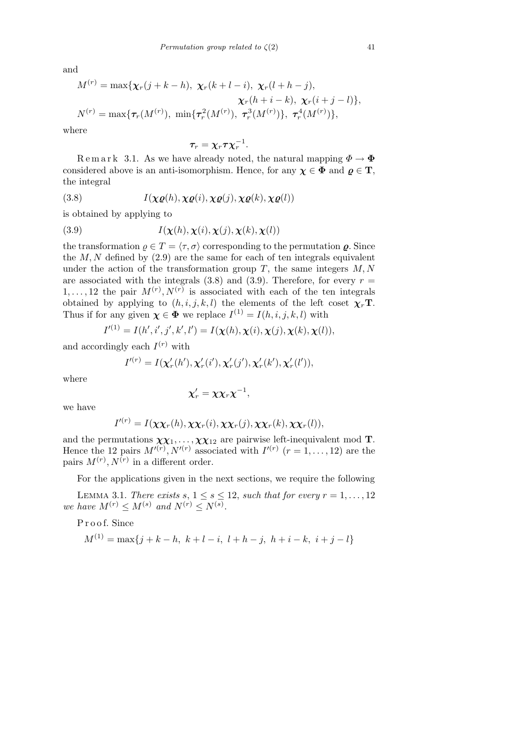and

$$M^{(r)} = \max\{\boldsymbol{\chi}_r(j+k-h),\ \boldsymbol{\chi}_r(k+l-i),\ \boldsymbol{\chi}_r(l+h-j),\ \boldsymbol{\chi}_r(h+i-k),\ \boldsymbol{\chi}_r(i+j-l)\},$$

$$N^{(r)} = \max\{\boldsymbol{\tau}_r(M^{(r)}),\ \min\{\boldsymbol{\tau}_r^2(M^{(r)}),\ \boldsymbol{\tau}_r^3(M^{(r)})\},\ \boldsymbol{\tau}_r^4(M^{(r)})\},$$

where

$$\boldsymbol{\tau}_r = \boldsymbol{\chi}_r \boldsymbol{\tau} \boldsymbol{\chi}_r^{-1}.$$

Remark 3.1. As we have already noted, the natural mapping $\Phi \to \mathbf{\Phi}$ considered above is an anti-isomorphism. Hence, for any $\boldsymbol{\chi} \in \mathbf{\Phi}$ and $\boldsymbol{\varrho} \in \mathbf{T}$, the integral

$$I(\boldsymbol{\chi\varrho}(h), \boldsymbol{\chi\varrho}(i), \boldsymbol{\chi\varrho}(j), \boldsymbol{\chi\varrho}(k), \boldsymbol{\chi\varrho}(l)) \tag{3.8}$$

is obtained by applying to

$$I(\boldsymbol{\chi}(h), \boldsymbol{\chi}(i), \boldsymbol{\chi}(j), \boldsymbol{\chi}(k), \boldsymbol{\chi}(l)) \tag{3.9}$$

the transformation $\varrho \in T = \langle \tau, \sigma \rangle$ corresponding to the permutation $\boldsymbol{\varrho}$. Since the $M, N$ defined by (2.9) are the same for each of ten integrals equivalent under the action of the transformation group $T$, the same integers $M, N$ are associated with the integrals (3.8) and (3.9). Therefore, for every $r = 1, \ldots, 12$ the pair $M^{(r)}, N^{(r)}$ is associated with each of the ten integrals obtained by applying to $(h, i, j, k, l)$ the elements of the left coset $\boldsymbol{\chi}_r \mathbf{T}$. Thus if for any given $\boldsymbol{\chi} \in \mathbf{\Phi}$ we replace $I^{(1)} = I(h, i, j, k, l)$ with

$$I'^{(1)} = I(h', i', j', k', l') = I(\boldsymbol{\chi}(h), \boldsymbol{\chi}(i), \boldsymbol{\chi}(j), \boldsymbol{\chi}(k), \boldsymbol{\chi}(l)),$$

and accordingly each $I^{(r)}$ with

$$I'^{(r)} = I(\boldsymbol{\chi}'_r(h'), \boldsymbol{\chi}'_r(i'), \boldsymbol{\chi}'_r(j'), \boldsymbol{\chi}'_r(k'), \boldsymbol{\chi}'_r(l')),$$

where

$$\boldsymbol{\chi}'_r = \boldsymbol{\chi}\boldsymbol{\chi}_r\boldsymbol{\chi}^{-1},$$

we have

$$I'^{(r)} = I(\boldsymbol{\chi\chi}_r(h), \boldsymbol{\chi\chi}_r(i), \boldsymbol{\chi\chi}_r(j), \boldsymbol{\chi\chi}_r(k), \boldsymbol{\chi\chi}_r(l)),$$

and the permutations $\boldsymbol{\chi\chi}_1, \ldots, \boldsymbol{\chi\chi}_{12}$ are pairwise left-inequivalent mod $\mathbf{T}$. Hence the 12 pairs $M'^{(r)}, N'^{(r)}$ associated with $I'^{(r)}$ $(r = 1, \ldots, 12)$ are the pairs $M^{(r)}, N^{(r)}$ in a different order.

For the applications given in the next sections, we require the following

Lemma 3.1. *There exists $s$, $1 \le s \le 12$, such that for every $r = 1, \ldots, 12$ we have $M^{(r)} \le M^{(s)}$ and $N^{(r)} \le N^{(s)}$.*

Proof. Since

$$M^{(1)} = \max\{j+k-h,\ k+l-i,\ l+h-j,\ h+i-k,\ i+j-l\}$$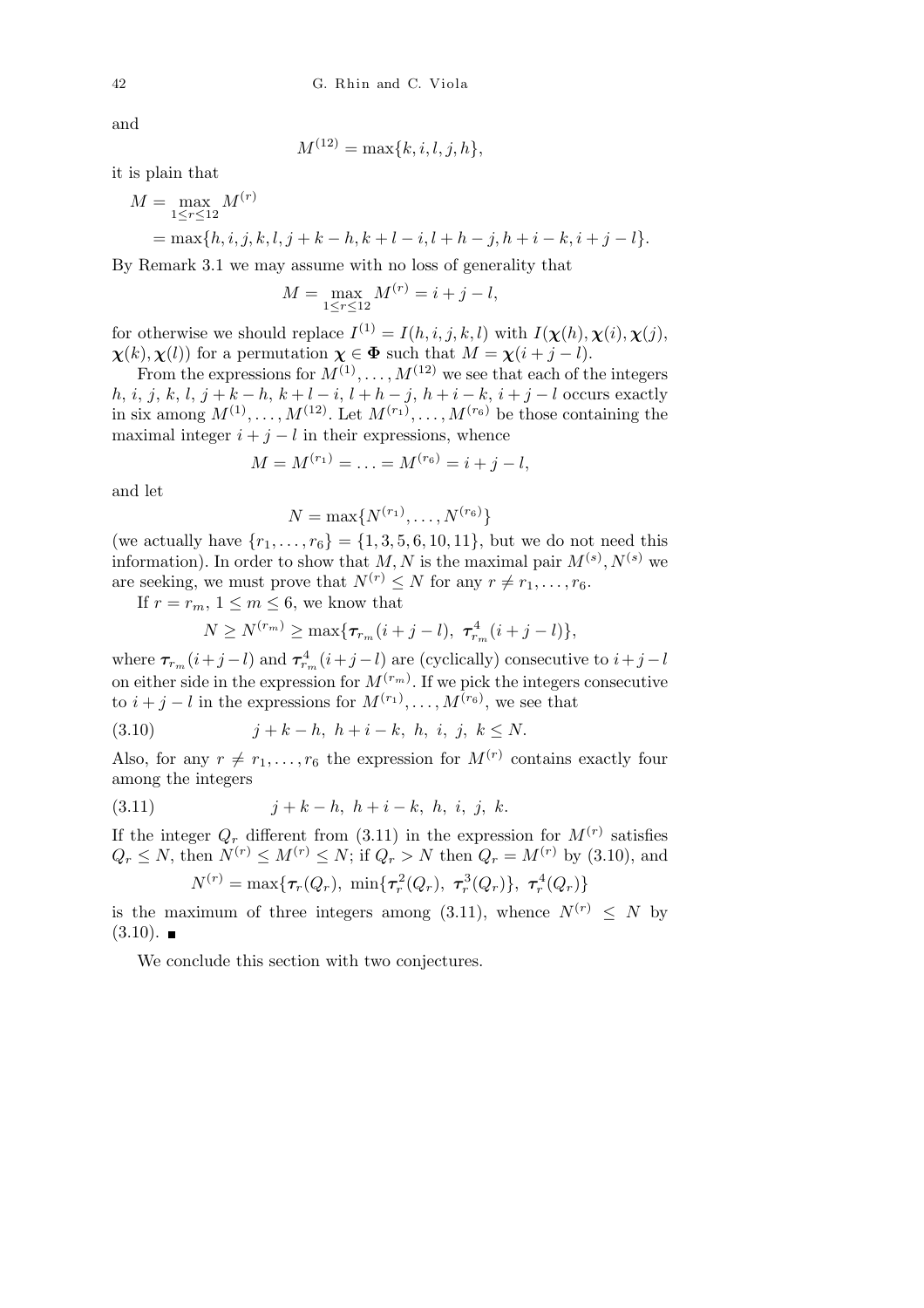and

$$M^{(12)} = \max\{k, i, l, j, h\},$$

it is plain that

$$\begin{aligned} M &= \max_{1\le r\le 12} M^{(r)} \\ &= \max\{h, i, j, k, l, j+k-h, k+l-i, l+h-j, h+i-k, i+j-l\}. \end{aligned}$$

By Remark 3.1 we may assume with no loss of generality that

$$M = \max_{1\le r\le 12} M^{(r)} = i+j-l,$$

for otherwise we should replace $I^{(1)} = I(h,i,j,k,l)$ with $I(\boldsymbol{\chi}(h), \boldsymbol{\chi}(i), \boldsymbol{\chi}(j), \boldsymbol{\chi}(k), \boldsymbol{\chi}(l))$ for a permutation $\boldsymbol{\chi} \in \boldsymbol{\Phi}$ such that $M = \boldsymbol{\chi}(i+j-l)$.

From the expressions for $M^{(1)}, \ldots, M^{(12)}$ we see that each of the integers $h, i, j, k, l, j+k-h, k+l-i, l+h-j, h+i-k, i+j-l$ occurs exactly in six among $M^{(1)}, \ldots, M^{(12)}$. Let $M^{(r_1)}, \ldots, M^{(r_6)}$ be those containing the maximal integer $i+j-l$ in their expressions, whence

$$M = M^{(r_1)} = \ldots = M^{(r_6)} = i+j-l,$$

and let

$$N = \max\{N^{(r_1)}, \ldots, N^{(r_6)}\}$$

(we actually have $\{r_1, \ldots, r_6\} = \{1, 3, 5, 6, 10, 11\}$, but we do not need this information). In order to show that $M, N$ is the maximal pair $M^{(s)}, N^{(s)}$ we are seeking, we must prove that $N^{(r)} \le N$ for any $r \ne r_1, \ldots, r_6$.

If $r = r_m$, $1 \le m \le 6$, we know that

$$N \ge N^{(r_m)} \ge \max\{\boldsymbol{\tau}_{r_m}(i+j-l),\ \boldsymbol{\tau}^4_{r_m}(i+j-l)\},$$

where $\boldsymbol{\tau}_{r_m}(i+j-l)$ and $\boldsymbol{\tau}^4_{r_m}(i+j-l)$ are (cyclically) consecutive to $i+j-l$ on either side in the expression for $M^{(r_m)}$. If we pick the integers consecutive to $i+j-l$ in the expressions for $M^{(r_1)}, \ldots, M^{(r_6)}$, we see that

$$j+k-h,\ h+i-k,\ h,\ i,\ j,\ k \le N. \tag{3.10}$$

Also, for any $r \ne r_1, \ldots, r_6$ the expression for $M^{(r)}$ contains exactly four among the integers

$$j+k-h,\ h+i-k,\ h,\ i,\ j,\ k. \tag{3.11}$$

If the integer $Q_r$ different from (3.11) in the expression for $M^{(r)}$ satisfies $Q_r \le N$, then $N^{(r)} \le M^{(r)} \le N$; if $Q_r > N$ then $Q_r = M^{(r)}$ by (3.10), and

$$N^{(r)} = \max\{\boldsymbol{\tau}_r(Q_r),\ \min\{\boldsymbol{\tau}^2_r(Q_r),\ \boldsymbol{\tau}^3_r(Q_r)\},\ \boldsymbol{\tau}^4_r(Q_r)\}$$

is the maximum of three integers among (3.11), whence $N^{(r)} \le N$ by (3.10). ∎

We conclude this section with two conjectures.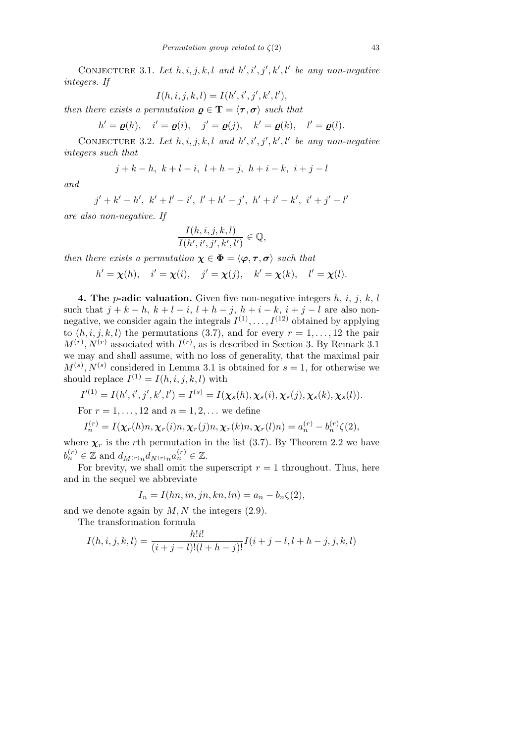Conjecture 3.1. *Let $h, i, j, k, l$ and $h', i', j', k', l'$ be any non-negative integers. If*

$$I(h, i, j, k, l) = I(h', i', j', k', l'),$$

*then there exists a permutation $\boldsymbol{\varrho} \in \mathbf{T} = \langle \boldsymbol{\tau}, \boldsymbol{\sigma} \rangle$ such that*

$$h' = \boldsymbol{\varrho}(h), \quad i' = \boldsymbol{\varrho}(i), \quad j' = \boldsymbol{\varrho}(j), \quad k' = \boldsymbol{\varrho}(k), \quad l' = \boldsymbol{\varrho}(l).$$

Conjecture 3.2. *Let $h, i, j, k, l$ and $h', i', j', k', l'$ be any non-negative integers such that*

$$j + k - h,\ k + l - i,\ l + h - j,\ h + i - k,\ i + j - l$$

*and*

$$j' + k' - h',\ k' + l' - i',\ l' + h' - j',\ h' + i' - k',\ i' + j' - l'$$

*are also non-negative. If*

$$\frac{I(h, i, j, k, l)}{I(h', i', j', k', l')} \in \mathbb{Q},$$

*then there exists a permutation $\boldsymbol{\chi} \in \boldsymbol{\Phi} = \langle \boldsymbol{\varphi}, \boldsymbol{\tau}, \boldsymbol{\sigma} \rangle$ such that*

$$h' = \boldsymbol{\chi}(h), \quad i' = \boldsymbol{\chi}(i), \quad j' = \boldsymbol{\chi}(j), \quad k' = \boldsymbol{\chi}(k), \quad l' = \boldsymbol{\chi}(l).$$

**4. The $p$-adic valuation.** Given five non-negative integers $h$, $i$, $j$, $k$, $l$ such that $j + k - h$, $k + l - i$, $l + h - j$, $h + i - k$, $i + j - l$ are also non-negative, we consider again the integrals $I^{(1)}, \ldots, I^{(12)}$ obtained by applying to $(h, i, j, k, l)$ the permutations (3.7), and for every $r = 1, \ldots, 12$ the pair $M^{(r)}, N^{(r)}$ associated with $I^{(r)}$, as is described in Section 3. By Remark 3.1 we may and shall assume, with no loss of generality, that the maximal pair $M^{(s)}, N^{(s)}$ considered in Lemma 3.1 is obtained for $s = 1$, for otherwise we should replace $I^{(1)} = I(h, i, j, k, l)$ with

$$I'^{(1)} = I(h', i', j', k', l') = I^{(s)} = I(\boldsymbol{\chi}_s(h), \boldsymbol{\chi}_s(i), \boldsymbol{\chi}_s(j), \boldsymbol{\chi}_s(k), \boldsymbol{\chi}_s(l)).$$

For $r = 1, \ldots, 12$ and $n = 1, 2, \ldots$ we define

$$I_n^{(r)} = I(\boldsymbol{\chi}_r(h)n, \boldsymbol{\chi}_r(i)n, \boldsymbol{\chi}_r(j)n, \boldsymbol{\chi}_r(k)n, \boldsymbol{\chi}_r(l)n) = a_n^{(r)} - b_n^{(r)}\zeta(2),$$

where $\boldsymbol{\chi}_r$ is the $r$th permutation in the list (3.7). By Theorem 2.2 we have $b_n^{(r)} \in \mathbb{Z}$ and $d_{M^{(r)}n} d_{N^{(r)}n} a_n^{(r)} \in \mathbb{Z}$.

For brevity, we shall omit the superscript $r = 1$ throughout. Thus, here and in the sequel we abbreviate

$$I_n = I(hn, in, jn, kn, ln) = a_n - b_n\zeta(2),$$

and we denote again by $M, N$ the integers (2.9).

The transformation formula

$$I(h, i, j, k, l) = \frac{h!i!}{(i + j - l)!(l + h - j)!} I(i + j - l, l + h - j, j, k, l)$$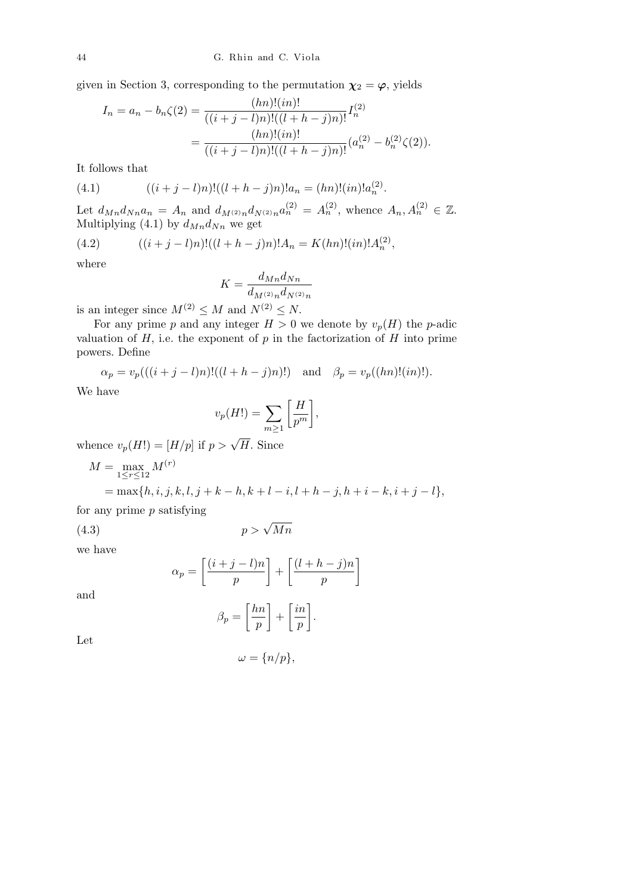given in Section 3, corresponding to the permutation $\boldsymbol{\chi}_2 = \boldsymbol{\varphi}$, yields

$$I_n = a_n - b_n\zeta(2) = \frac{(hn)!(in)!}{((i+j-l)n)!((l+h-j)n)!} I_n^{(2)}$$
$$= \frac{(hn)!(in)!}{((i+j-l)n)!((l+h-j)n)!}(a_n^{(2)} - b_n^{(2)}\zeta(2)).$$

It follows that

$$((i+j-l)n)!((l+h-j)n)!a_n = (hn)!(in)!a_n^{(2)}. \tag{4.1}$$

Let $d_{Mn}d_{Nn}a_n = A_n$ and $d_{M^{(2)}n}d_{N^{(2)}n}a_n^{(2)} = A_n^{(2)}$, whence $A_n, A_n^{(2)} \in \mathbb{Z}$. Multiplying (4.1) by $d_{Mn}d_{Nn}$ we get

$$((i+j-l)n)!((l+h-j)n)!A_n = K(hn)!(in)!A_n^{(2)}, \tag{4.2}$$

where

$$K = \frac{d_{Mn}d_{Nn}}{d_{M^{(2)}n}d_{N^{(2)}n}}$$

is an integer since $M^{(2)} \le M$ and $N^{(2)} \le N$.

For any prime $p$ and any integer $H > 0$ we denote by $v_p(H)$ the $p$-adic valuation of $H$, i.e. the exponent of $p$ in the factorization of $H$ into prime powers. Define

$$\alpha_p = v_p(((i+j-l)n)!((l+h-j)n)!) \quad \text{and} \quad \beta_p = v_p((hn)!(in)!).$$

We have

$$v_p(H!) = \sum_{m\ge1}\left[\frac{H}{p^m}\right],$$

whence $v_p(H!) = [H/p]$ if $p > \sqrt{H}$. Since

$$M = \max_{1\le r\le12} M^{(r)}$$
$$= \max\{h, i, j, k, l, j+k-h, k+l-i, l+h-j, h+i-k, i+j-l\},$$

for any prime $p$ satisfying

$$p > \sqrt{Mn} \tag{4.3}$$

we have

$$\alpha_p = \left[\frac{(i+j-l)n}{p}\right] + \left[\frac{(l+h-j)n}{p}\right]$$

and

$$\beta_p = \left[\frac{hn}{p}\right] + \left[\frac{in}{p}\right].$$

Let

$$\omega = \{n/p\},$$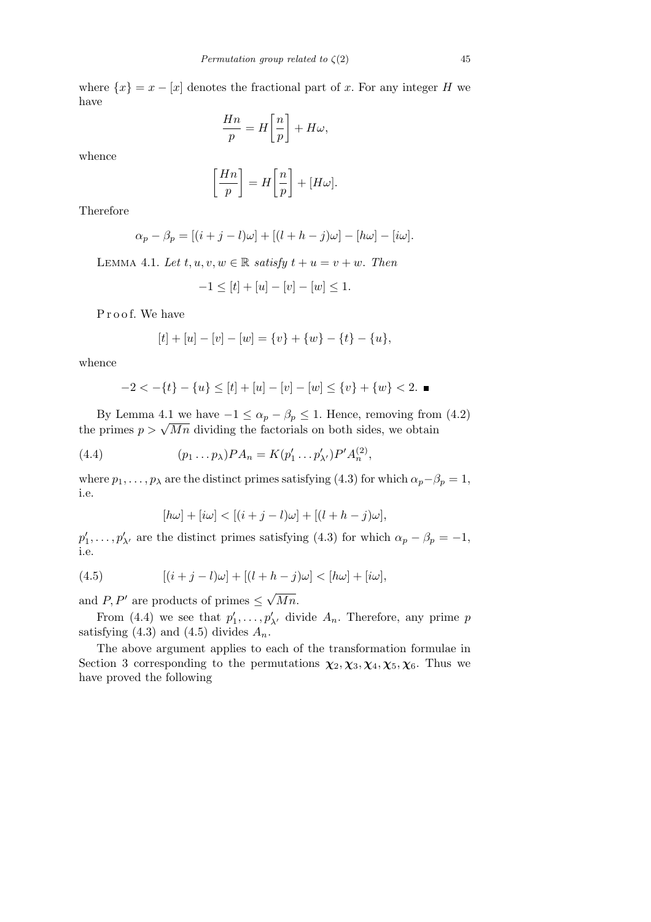where $\{x\} = x - [x]$ denotes the fractional part of $x$. For any integer $H$ we have

$$\frac{Hn}{p} = H\left[\frac{n}{p}\right] + H\omega,$$

whence

$$\left[\frac{Hn}{p}\right] = H\left[\frac{n}{p}\right] + [H\omega].$$

Therefore

$$\alpha_p - \beta_p = [(i+j-l)\omega] + [(l+h-j)\omega] - [h\omega] - [i\omega].$$

LEMMA 4.1. *Let $t, u, v, w \in \mathbb{R}$ satisfy $t + u = v + w$. Then*

$$-1 \le [t] + [u] - [v] - [w] \le 1.$$

Proof. We have

$$[t] + [u] - [v] - [w] = \{v\} + \{w\} - \{t\} - \{u\},$$

whence

$$-2 < -\{t\} - \{u\} \le [t] + [u] - [v] - [w] \le \{v\} + \{w\} < 2. \blacksquare$$

By Lemma 4.1 we have $-1 \le \alpha_p - \beta_p \le 1$. Hence, removing from (4.2) the primes $p > \sqrt{Mn}$ dividing the factorials on both sides, we obtain

$$(p_1 \dots p_\lambda) P A_n = K(p'_1 \dots p'_{\lambda'}) P' A_n^{(2)}, \tag{4.4}$$

where $p_1, \dots, p_\lambda$ are the distinct primes satisfying (4.3) for which $\alpha_p - \beta_p = 1$, i.e.

$$[h\omega] + [i\omega] < [(i+j-l)\omega] + [(l+h-j)\omega],$$

$p'_1, \dots, p'_{\lambda'}$ are the distinct primes satisfying (4.3) for which $\alpha_p - \beta_p = -1$, i.e.

$$[(i+j-l)\omega] + [(l+h-j)\omega] < [h\omega] + [i\omega], \tag{4.5}$$

and $P, P'$ are products of primes $\le \sqrt{Mn}$.

From (4.4) we see that $p'_1, \dots, p'_{\lambda'}$ divide $A_n$. Therefore, any prime $p$ satisfying (4.3) and (4.5) divides $A_n$.

The above argument applies to each of the transformation formulae in Section 3 corresponding to the permutations $\boldsymbol{\chi}_2, \boldsymbol{\chi}_3, \boldsymbol{\chi}_4, \boldsymbol{\chi}_5, \boldsymbol{\chi}_6$. Thus we have proved the following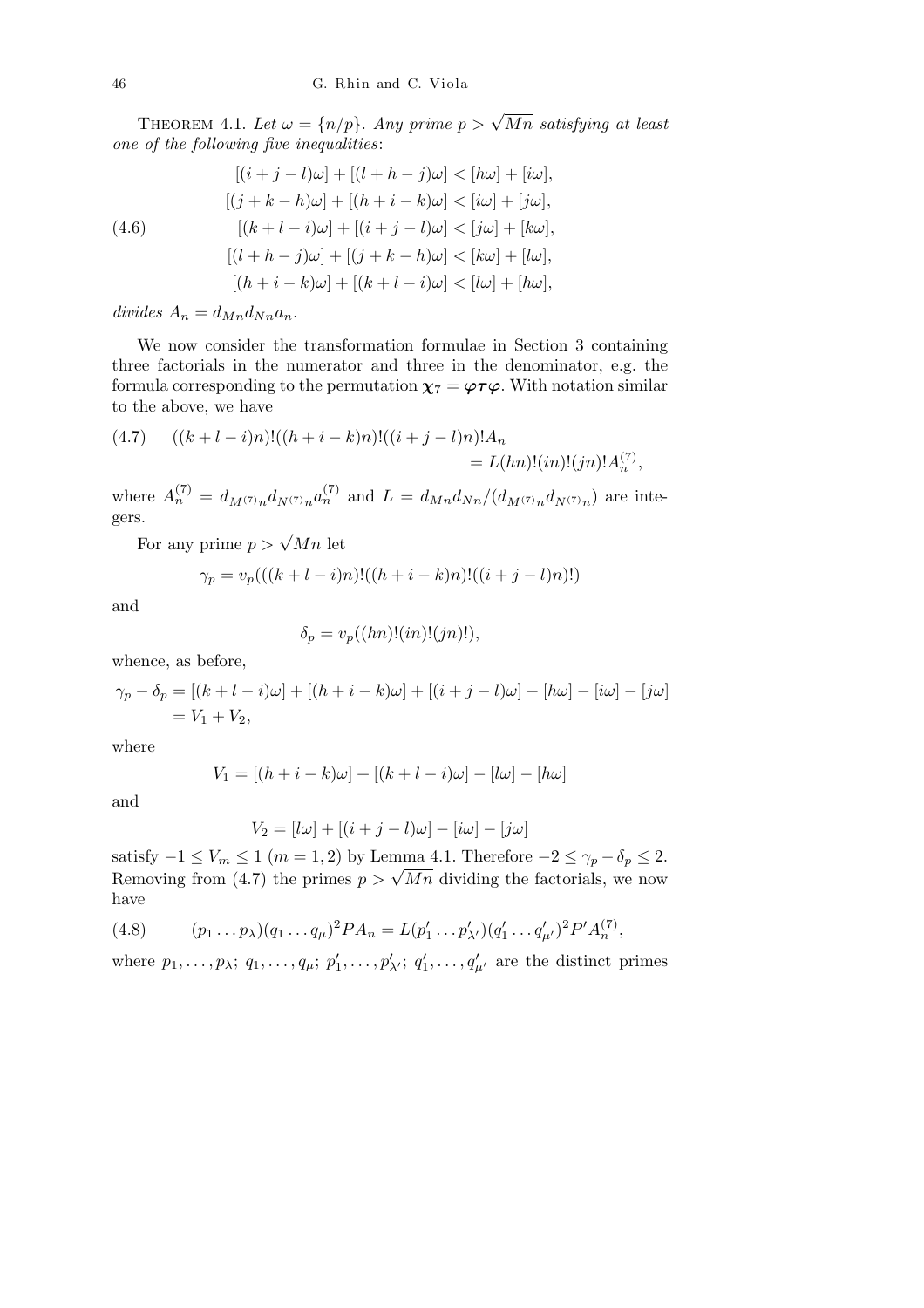Theorem 4.1. *Let $\omega = \{n/p\}$. Any prime $p > \sqrt{Mn}$ satisfying at least one of the following five inequalities*:

$$
\begin{aligned}
&[(i+j-l)\omega] + [(l+h-j)\omega] < [h\omega] + [i\omega],\\
&[(j+k-h)\omega] + [(h+i-k)\omega] < [i\omega] + [j\omega],\\
&[(k+l-i)\omega] + [(i+j-l)\omega] < [j\omega] + [k\omega],\\
&[(l+h-j)\omega] + [(j+k-h)\omega] < [k\omega] + [l\omega],\\
&[(h+i-k)\omega] + [(k+l-i)\omega] < [l\omega] + [h\omega],
\end{aligned}
\tag{4.6}
$$

*divides* $A_n = d_{Mn} d_{Nn} a_n$.

We now consider the transformation formulae in Section 3 containing three factorials in the numerator and three in the denominator, e.g. the formula corresponding to the permutation $\boldsymbol{\chi}_7 = \boldsymbol{\varphi}\boldsymbol{\tau}\boldsymbol{\varphi}$. With notation similar to the above, we have

$$
((k+l-i)n)!((h+i-k)n)!((i+j-l)n)!A_n = L(hn)!(in)!(jn)!A_n^{(7)},
\tag{4.7}
$$

where $A_n^{(7)} = d_{M^{(7)}n} d_{N^{(7)}n} a_n^{(7)}$ and $L = d_{Mn} d_{Nn}/(d_{M^{(7)}n} d_{N^{(7)}n})$ are integers.

For any prime $p > \sqrt{Mn}$ let

$$
\gamma_p = v_p(((k+l-i)n)!((h+i-k)n)!((i+j-l)n)!)
$$

and

$$
\delta_p = v_p((hn)!(in)!(jn)!),
$$

whence, as before,

$$
\begin{aligned}
\gamma_p - \delta_p &= [(k+l-i)\omega] + [(h+i-k)\omega] + [(i+j-l)\omega] - [h\omega] - [i\omega] - [j\omega]\\
&= V_1 + V_2,
\end{aligned}
$$

where

$$
V_1 = [(h+i-k)\omega] + [(k+l-i)\omega] - [l\omega] - [h\omega]
$$

and

$$
V_2 = [l\omega] + [(i+j-l)\omega] - [i\omega] - [j\omega]
$$

satisfy $-1 \le V_m \le 1$ $(m = 1, 2)$ by Lemma 4.1. Therefore $-2 \le \gamma_p - \delta_p \le 2$. Removing from (4.7) the primes $p > \sqrt{Mn}$ dividing the factorials, we now have

$$
(p_1 \dots p_\lambda)(q_1 \dots q_\mu)^2 P A_n = L(p'_1 \dots p'_{\lambda'})(q'_1 \dots q'_{\mu'})^2 P' A_n^{(7)},
\tag{4.8}
$$

where $p_1, \dots, p_\lambda$; $q_1, \dots, q_\mu$; $p'_1, \dots, p'_{\lambda'}$; $q'_1, \dots, q'_{\mu'}$ are the distinct primes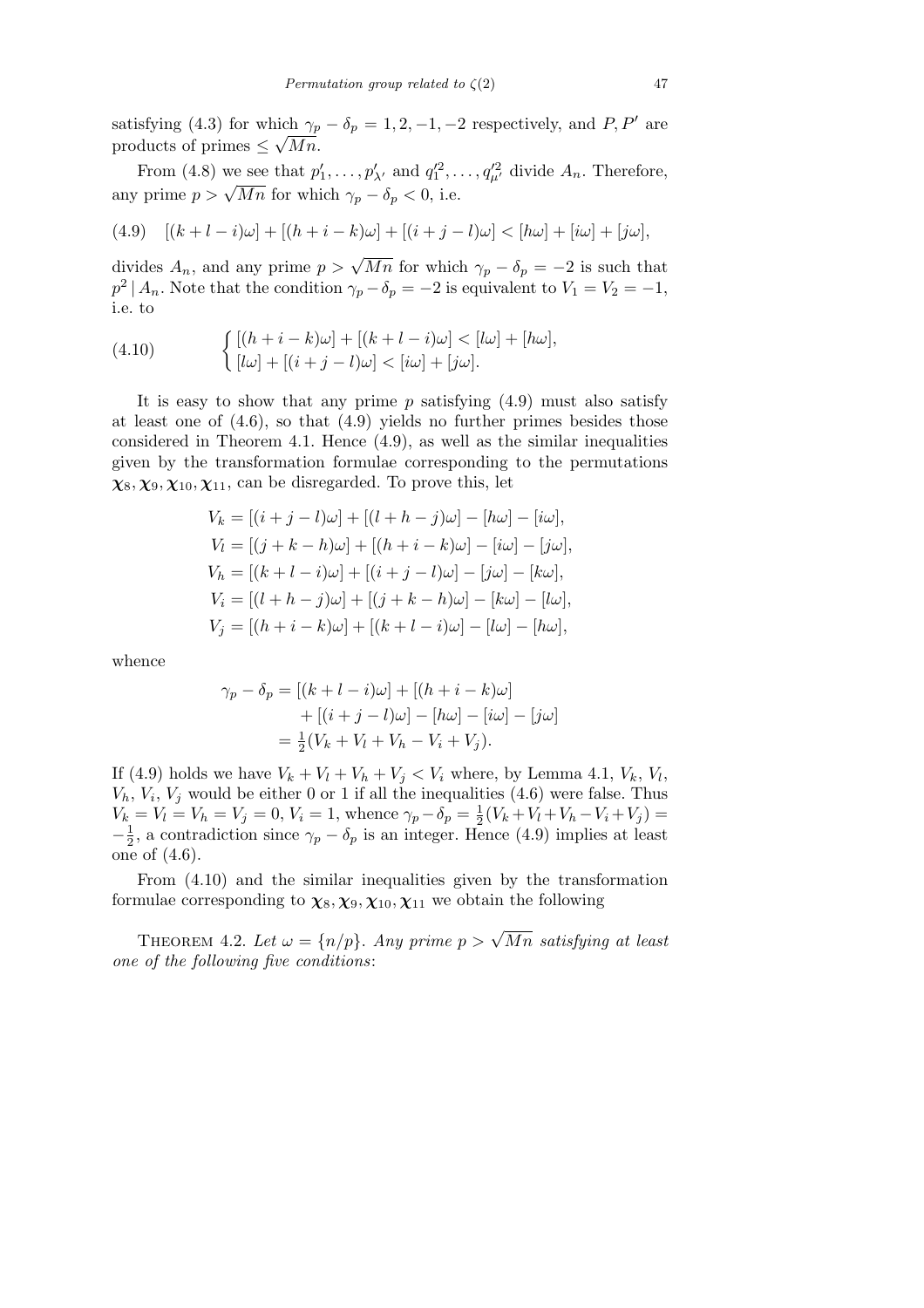satisfying (4.3) for which $\gamma_p - \delta_p = 1, 2, -1, -2$ respectively, and $P, P'$ are products of primes $\le \sqrt{Mn}$.

From (4.8) we see that $p'_1, \ldots, p'_{\lambda'}$ and $q_1'^2, \ldots, q_{\mu'}'^2$ divide $A_n$. Therefore, any prime $p > \sqrt{Mn}$ for which $\gamma_p - \delta_p < 0$, i.e.

$$(4.9) \quad [(k+l-i)\omega] + [(h+i-k)\omega] + [(i+j-l)\omega] < [h\omega] + [i\omega] + [j\omega],$$

divides $A_n$, and any prime $p > \sqrt{Mn}$ for which $\gamma_p - \delta_p = -2$ is such that $p^2 \mid A_n$. Note that the condition $\gamma_p - \delta_p = -2$ is equivalent to $V_1 = V_2 = -1$, i.e. to

$$(4.10) \qquad \begin{cases} [(h+i-k)\omega] + [(k+l-i)\omega] < [l\omega] + [h\omega], \\ [l\omega] + [(i+j-l)\omega] < [i\omega] + [j\omega]. \end{cases}$$

It is easy to show that any prime $p$ satisfying (4.9) must also satisfy at least one of (4.6), so that (4.9) yields no further primes besides those considered in Theorem 4.1. Hence (4.9), as well as the similar inequalities given by the transformation formulae corresponding to the permutations $\boldsymbol{\chi}_8, \boldsymbol{\chi}_9, \boldsymbol{\chi}_{10}, \boldsymbol{\chi}_{11}$, can be disregarded. To prove this, let

$$\begin{aligned}
V_k &= [(i+j-l)\omega] + [(l+h-j)\omega] - [h\omega] - [i\omega], \\
V_l &= [(j+k-h)\omega] + [(h+i-k)\omega] - [i\omega] - [j\omega], \\
V_h &= [(k+l-i)\omega] + [(i+j-l)\omega] - [j\omega] - [k\omega], \\
V_i &= [(l+h-j)\omega] + [(j+k-h)\omega] - [k\omega] - [l\omega], \\
V_j &= [(h+i-k)\omega] + [(k+l-i)\omega] - [l\omega] - [h\omega],
\end{aligned}$$

whence

$$\begin{aligned}
\gamma_p - \delta_p &= [(k+l-i)\omega] + [(h+i-k)\omega] \\
&\quad + [(i+j-l)\omega] - [h\omega] - [i\omega] - [j\omega] \\
&= \tfrac{1}{2}(V_k + V_l + V_h - V_i + V_j).
\end{aligned}$$

If (4.9) holds we have $V_k + V_l + V_h + V_j < V_i$ where, by Lemma 4.1, $V_k$, $V_l$, $V_h$, $V_i$, $V_j$ would be either 0 or 1 if all the inequalities (4.6) were false. Thus $V_k = V_l = V_h = V_j = 0$, $V_i = 1$, whence $\gamma_p - \delta_p = \frac{1}{2}(V_k + V_l + V_h - V_i + V_j) = -\frac{1}{2}$, a contradiction since $\gamma_p - \delta_p$ is an integer. Hence (4.9) implies at least one of (4.6).

From (4.10) and the similar inequalities given by the transformation formulae corresponding to $\boldsymbol{\chi}_8, \boldsymbol{\chi}_9, \boldsymbol{\chi}_{10}, \boldsymbol{\chi}_{11}$ we obtain the following

Theorem 4.2. *Let $\omega = \{n/p\}$. Any prime $p > \sqrt{Mn}$ satisfying at least one of the following five conditions*: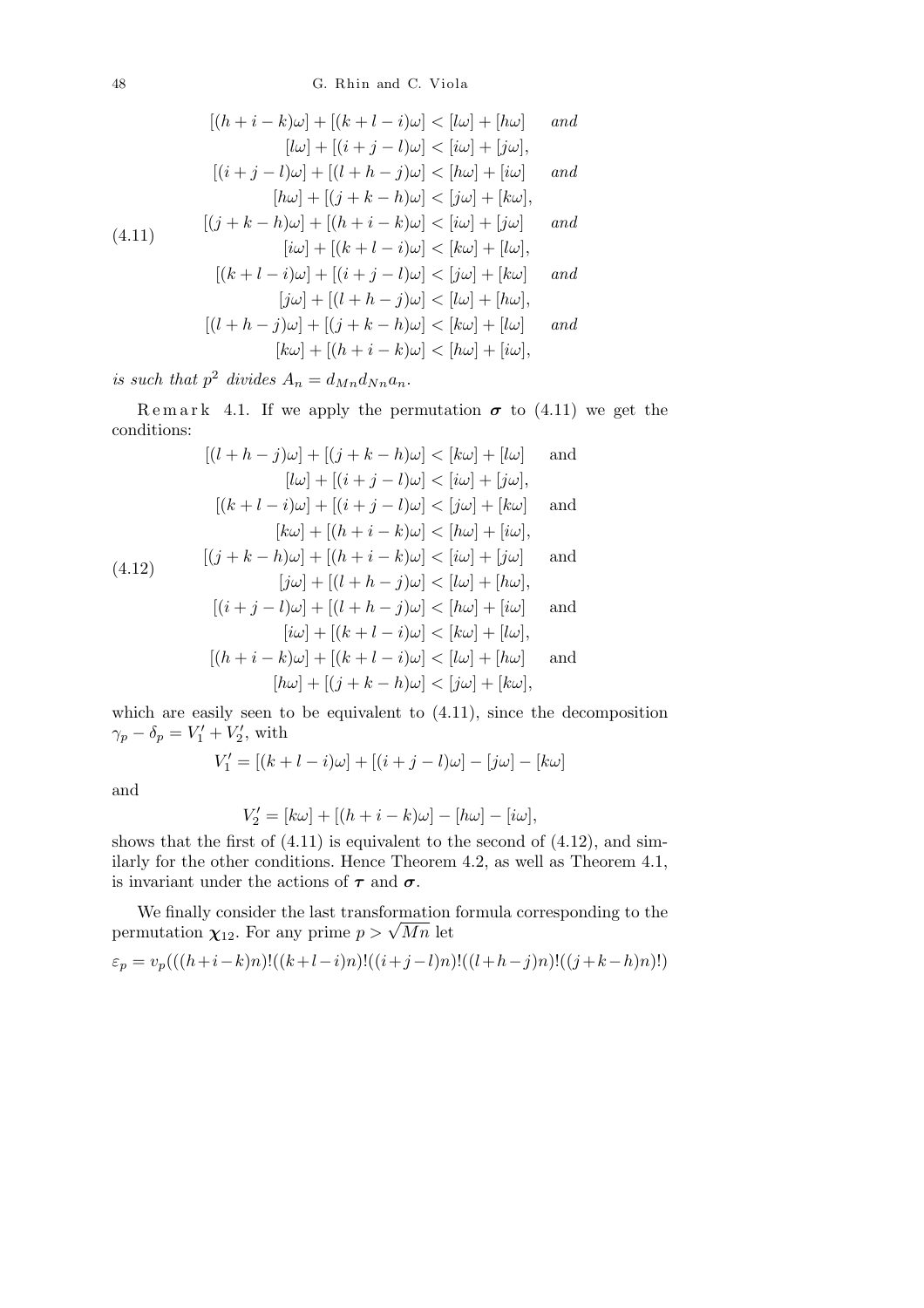$$
(4.11)\qquad
\begin{aligned}
&[(h+i-k)\omega]+[(k+l-i)\omega]<[l\omega]+[h\omega] \quad \textit{and}\\
&\qquad [l\omega]+[(i+j-l)\omega]<[i\omega]+[j\omega],\\
&[(i+j-l)\omega]+[(l+h-j)\omega]<[h\omega]+[i\omega] \quad \textit{and}\\
&\qquad [h\omega]+[(j+k-h)\omega]<[j\omega]+[k\omega],\\
&[(j+k-h)\omega]+[(h+i-k)\omega]<[i\omega]+[j\omega] \quad \textit{and}\\
&\qquad [i\omega]+[(k+l-i)\omega]<[k\omega]+[l\omega],\\
&[(k+l-i)\omega]+[(i+j-l)\omega]<[j\omega]+[k\omega] \quad \textit{and}\\
&\qquad [j\omega]+[(l+h-j)\omega]<[l\omega]+[h\omega],\\
&[(l+h-j)\omega]+[(j+k-h)\omega]<[k\omega]+[l\omega] \quad \textit{and}\\
&\qquad [k\omega]+[(h+i-k)\omega]<[h\omega]+[i\omega],
\end{aligned}
$$

*is such that* $p^2$ *divides* $A_n = d_{Mn}d_{Nn}a_n$.

Remark 4.1. If we apply the permutation $\boldsymbol{\sigma}$ to (4.11) we get the conditions:

$$
(4.12)\qquad
\begin{aligned}
&[(l+h-j)\omega]+[(j+k-h)\omega]<[k\omega]+[l\omega] \quad \text{and}\\
&\qquad [l\omega]+[(i+j-l)\omega]<[i\omega]+[j\omega],\\
&[(k+l-i)\omega]+[(i+j-l)\omega]<[j\omega]+[k\omega] \quad \text{and}\\
&\qquad [k\omega]+[(h+i-k)\omega]<[h\omega]+[i\omega],\\
&[(j+k-h)\omega]+[(h+i-k)\omega]<[i\omega]+[j\omega] \quad \text{and}\\
&\qquad [j\omega]+[(l+h-j)\omega]<[l\omega]+[h\omega],\\
&[(i+j-l)\omega]+[(l+h-j)\omega]<[h\omega]+[i\omega] \quad \text{and}\\
&\qquad [i\omega]+[(k+l-i)\omega]<[k\omega]+[l\omega],\\
&[(h+i-k)\omega]+[(k+l-i)\omega]<[l\omega]+[h\omega] \quad \text{and}\\
&\qquad [h\omega]+[(j+k-h)\omega]<[j\omega]+[k\omega],
\end{aligned}
$$

which are easily seen to be equivalent to (4.11), since the decomposition $\gamma_p - \delta_p = V_1' + V_2'$, with

$$
V_1' = [(k+l-i)\omega] + [(i+j-l)\omega] - [j\omega] - [k\omega]
$$

and

$$
V_2' = [k\omega] + [(h+i-k)\omega] - [h\omega] - [i\omega],
$$

shows that the first of (4.11) is equivalent to the second of (4.12), and similarly for the other conditions. Hence Theorem 4.2, as well as Theorem 4.1, is invariant under the actions of $\boldsymbol{\tau}$ and $\boldsymbol{\sigma}$.

We finally consider the last transformation formula corresponding to the permutation $\boldsymbol{\chi}_{12}$. For any prime $p > \sqrt{Mn}$ let

$$
\varepsilon_p = v_p(((h+i-k)n)!((k+l-i)n)!((i+j-l)n)!((l+h-j)n)!((j+k-h)n)!)
$$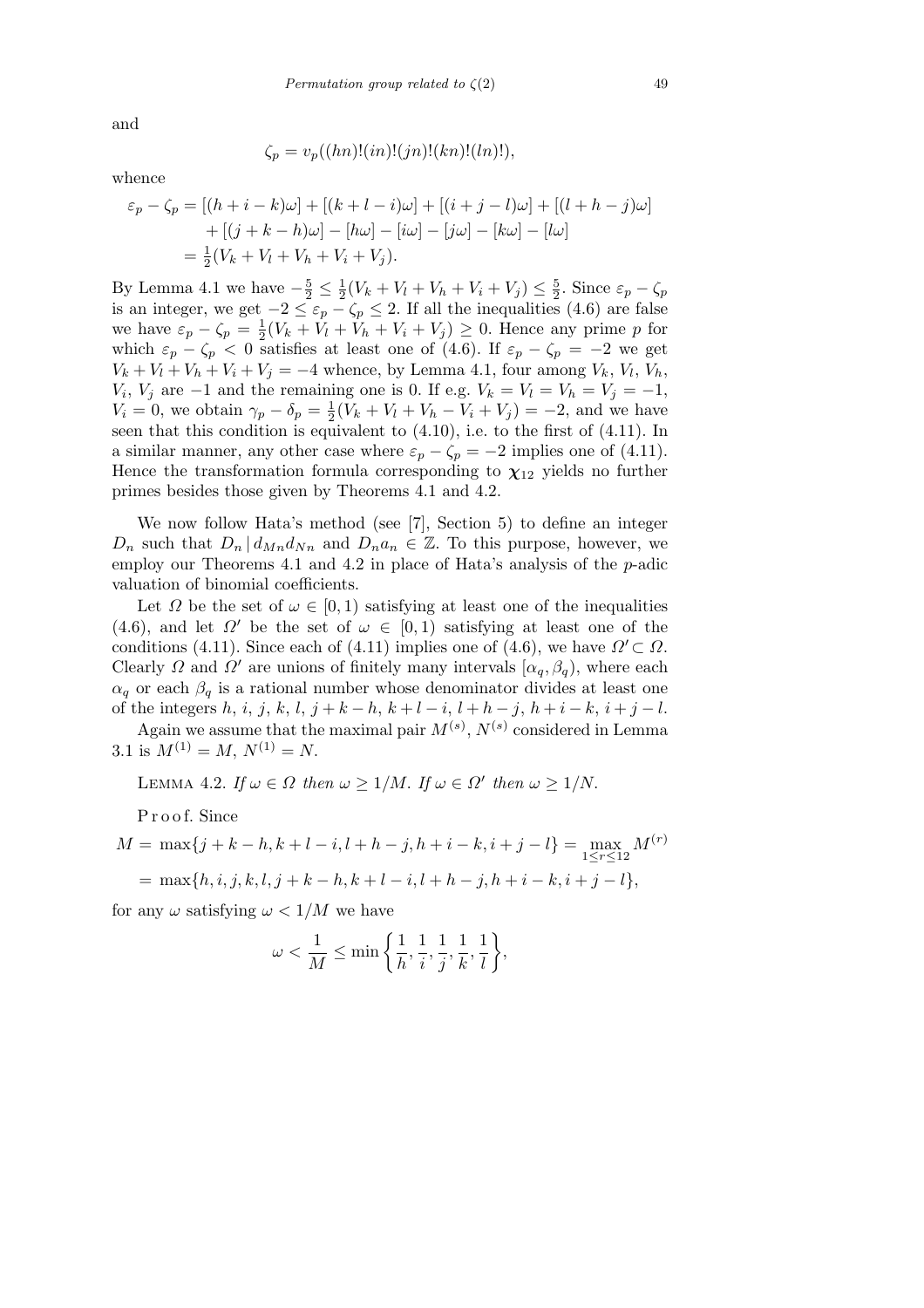and

$$\zeta_p = v_p((hn)!(in)!(jn)!(kn)!(ln)!),$$

whence

$$\begin{aligned}
\varepsilon_p - \zeta_p &= [(h+i-k)\omega] + [(k+l-i)\omega] + [(i+j-l)\omega] + [(l+h-j)\omega] \\
&\quad + [(j+k-h)\omega] - [h\omega] - [i\omega] - [j\omega] - [k\omega] - [l\omega] \\
&= \tfrac{1}{2}(V_k + V_l + V_h + V_i + V_j).
\end{aligned}$$

By Lemma 4.1 we have $-\frac{5}{2} \le \frac{1}{2}(V_k + V_l + V_h + V_i + V_j) \le \frac{5}{2}$. Since $\varepsilon_p - \zeta_p$ is an integer, we get $-2 \le \varepsilon_p - \zeta_p \le 2$. If all the inequalities (4.6) are false we have $\varepsilon_p - \zeta_p = \frac{1}{2}(V_k + V_l + V_h + V_i + V_j) \ge 0$. Hence any prime $p$ for which $\varepsilon_p - \zeta_p < 0$ satisfies at least one of (4.6). If $\varepsilon_p - \zeta_p = -2$ we get $V_k + V_l + V_h + V_i + V_j = -4$ whence, by Lemma 4.1, four among $V_k$, $V_l$, $V_h$, $V_i$, $V_j$ are $-1$ and the remaining one is 0. If e.g. $V_k = V_l = V_h = V_j = -1$, $V_i = 0$, we obtain $\gamma_p - \delta_p = \frac{1}{2}(V_k + V_l + V_h - V_i + V_j) = -2$, and we have seen that this condition is equivalent to (4.10), i.e. to the first of (4.11). In a similar manner, any other case where $\varepsilon_p - \zeta_p = -2$ implies one of (4.11). Hence the transformation formula corresponding to $\boldsymbol{\chi}_{12}$ yields no further primes besides those given by Theorems 4.1 and 4.2.

We now follow Hata's method (see [7], Section 5) to define an integer $D_n$ such that $D_n \mid d_{Mn} d_{Nn}$ and $D_n a_n \in \mathbb{Z}$. To this purpose, however, we employ our Theorems 4.1 and 4.2 in place of Hata's analysis of the $p$-adic valuation of binomial coefficients.

Let $\Omega$ be the set of $\omega \in [0,1)$ satisfying at least one of the inequalities (4.6), and let $\Omega'$ be the set of $\omega \in [0,1)$ satisfying at least one of the conditions (4.11). Since each of (4.11) implies one of (4.6), we have $\Omega' \subset \Omega$. Clearly $\Omega$ and $\Omega'$ are unions of finitely many intervals $[\alpha_q, \beta_q)$, where each $\alpha_q$ or each $\beta_q$ is a rational number whose denominator divides at least one of the integers $h$, $i$, $j$, $k$, $l$, $j+k-h$, $k+l-i$, $l+h-j$, $h+i-k$, $i+j-l$.

Again we assume that the maximal pair $M^{(s)}$, $N^{(s)}$ considered in Lemma 3.1 is $M^{(1)} = M$, $N^{(1)} = N$.

Lemma 4.2. *If $\omega \in \Omega$ then $\omega \ge 1/M$. If $\omega \in \Omega'$ then $\omega \ge 1/N$.*

P r o o f. Since

$$\begin{aligned}
M &= \max\{j+k-h, k+l-i, l+h-j, h+i-k, i+j-l\} = \max_{1 \le r \le 12} M^{(r)} \\
&= \max\{h, i, j, k, l, j+k-h, k+l-i, l+h-j, h+i-k, i+j-l\},
\end{aligned}$$

for any $\omega$ satisfying $\omega < 1/M$ we have

$$\omega < \frac{1}{M} \le \min\left\{\frac{1}{h}, \frac{1}{i}, \frac{1}{j}, \frac{1}{k}, \frac{1}{l}\right\},$$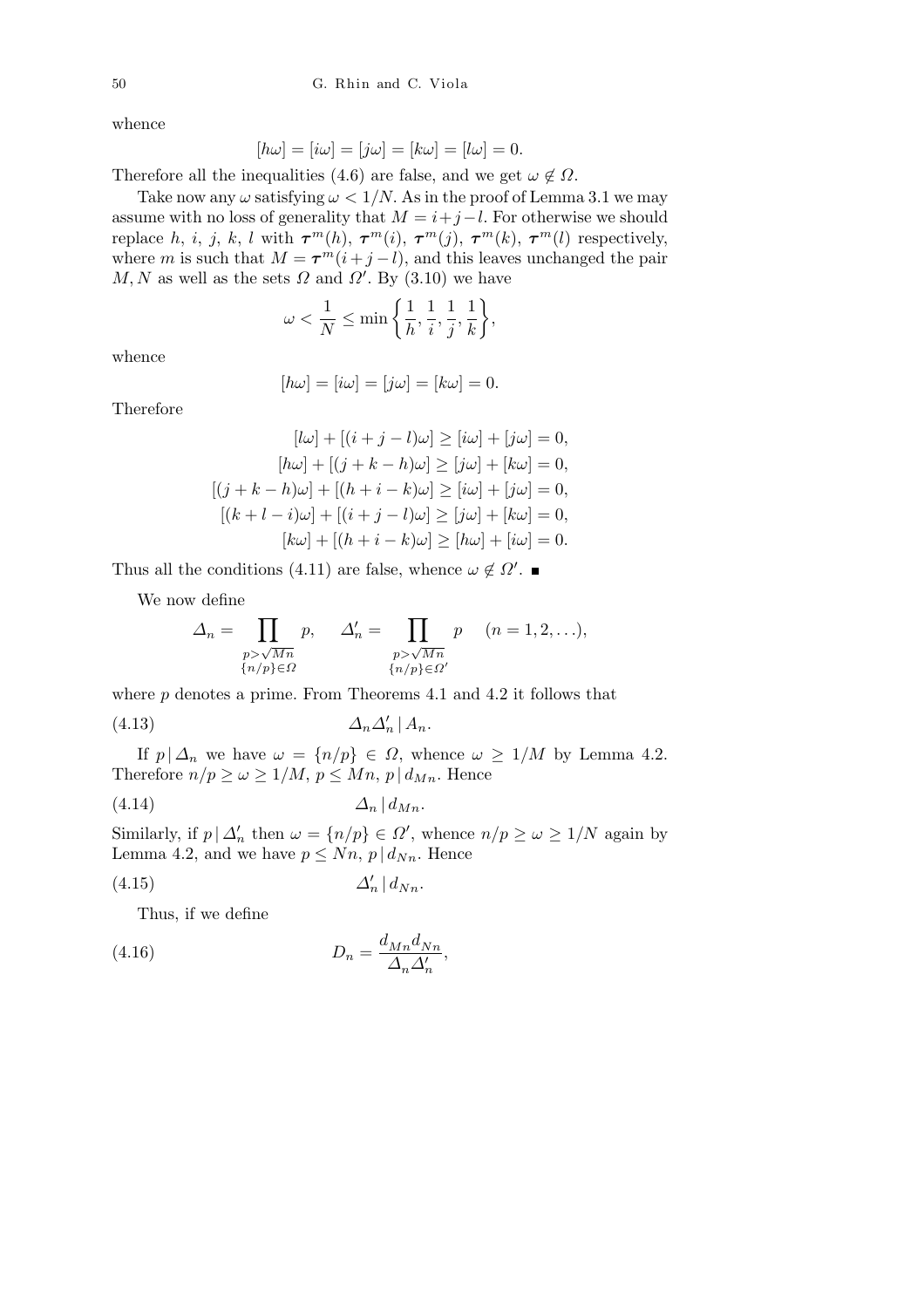whence

$$[h\omega] = [i\omega] = [j\omega] = [k\omega] = [l\omega] = 0.$$

Therefore all the inequalities (4.6) are false, and we get $\omega \notin \Omega$.

Take now any $\omega$ satisfying $\omega < 1/N$. As in the proof of Lemma 3.1 we may assume with no loss of generality that $M = i+j-l$. For otherwise we should replace $h$, $i$, $j$, $k$, $l$ with $\boldsymbol{\tau}^m(h)$, $\boldsymbol{\tau}^m(i)$, $\boldsymbol{\tau}^m(j)$, $\boldsymbol{\tau}^m(k)$, $\boldsymbol{\tau}^m(l)$ respectively, where $m$ is such that $M = \boldsymbol{\tau}^m(i+j-l)$, and this leaves unchanged the pair $M, N$ as well as the sets $\Omega$ and $\Omega'$. By (3.10) we have

$$\omega < \frac{1}{N} \le \min\left\{\frac{1}{h}, \frac{1}{i}, \frac{1}{j}, \frac{1}{k}\right\},$$

whence

$$[h\omega] = [i\omega] = [j\omega] = [k\omega] = 0.$$

Therefore

$$\begin{aligned}
[l\omega] + [(i+j-l)\omega] &\ge [i\omega] + [j\omega] = 0,\\
[h\omega] + [(j+k-h)\omega] &\ge [j\omega] + [k\omega] = 0,\\
[(j+k-h)\omega] + [(h+i-k)\omega] &\ge [i\omega] + [j\omega] = 0,\\
[(k+l-i)\omega] + [(i+j-l)\omega] &\ge [j\omega] + [k\omega] = 0,\\
[k\omega] + [(h+i-k)\omega] &\ge [h\omega] + [i\omega] = 0.
\end{aligned}$$

Thus all the conditions (4.11) are false, whence $\omega \notin \Omega'$. ∎

We now define

$$\Delta_n = \prod_{\substack{p > \sqrt{Mn} \\ \{n/p\} \in \Omega}} p, \qquad \Delta'_n = \prod_{\substack{p > \sqrt{Mn} \\ \{n/p\} \in \Omega'}} p \qquad (n = 1, 2, \ldots),$$

where $p$ denotes a prime. From Theorems 4.1 and 4.2 it follows that

$$\Delta_n \Delta'_n \mid A_n. \tag{4.13}$$

If $p \mid \Delta_n$ we have $\omega = \{n/p\} \in \Omega$, whence $\omega \ge 1/M$ by Lemma 4.2. Therefore $n/p \ge \omega \ge 1/M$, $p \le Mn$, $p \mid d_{Mn}$. Hence

$$\Delta_n \mid d_{Mn}. \tag{4.14}$$

Similarly, if $p \mid \Delta'_n$ then $\omega = \{n/p\} \in \Omega'$, whence $n/p \ge \omega \ge 1/N$ again by Lemma 4.2, and we have $p \le Nn$, $p \mid d_{Nn}$. Hence

$$\Delta'_n \mid d_{Nn}. \tag{4.15}$$

Thus, if we define

$$D_n = \frac{d_{Mn} d_{Nn}}{\Delta_n \Delta'_n}, \tag{4.16}$$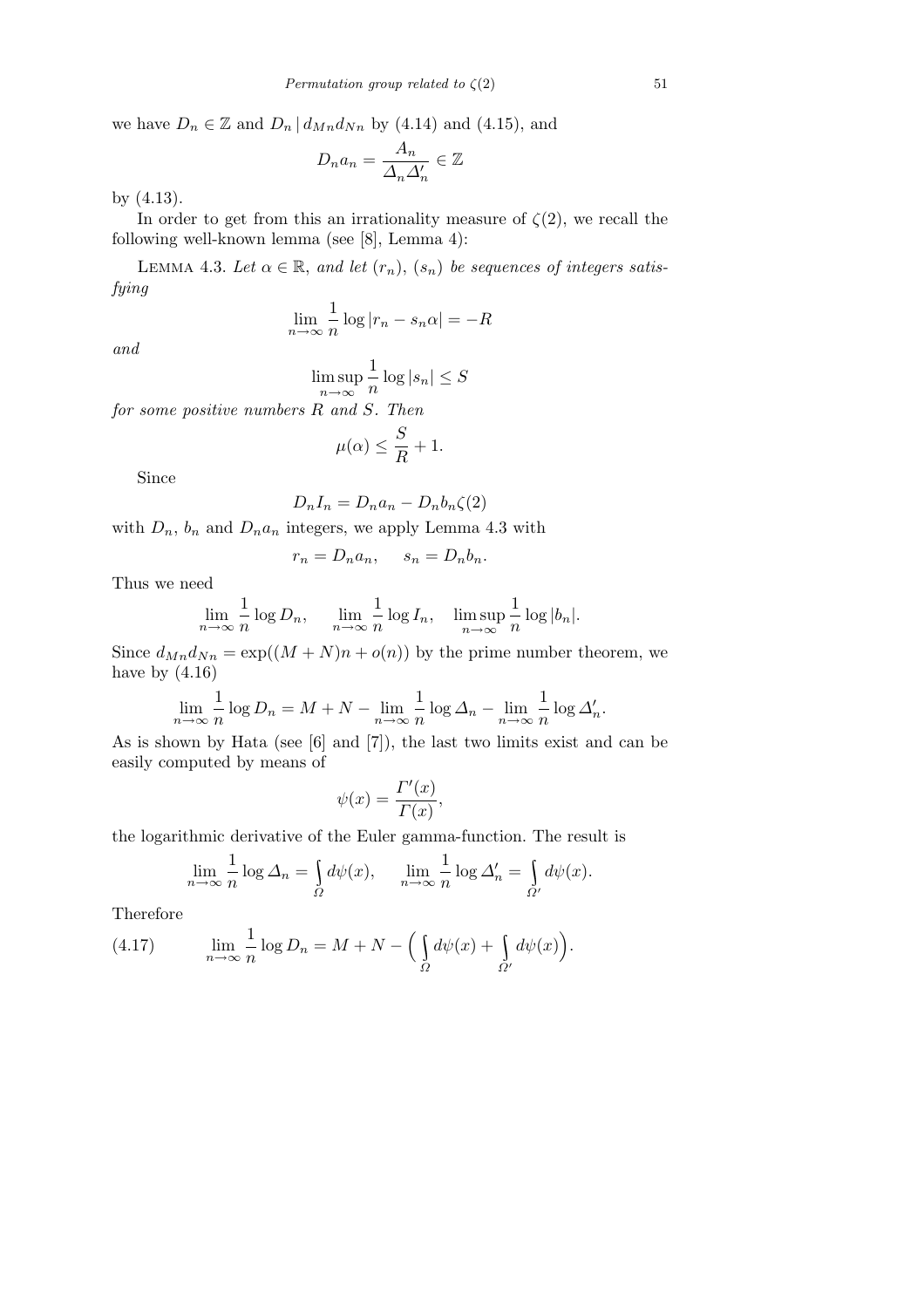we have $D_n \in \mathbb{Z}$ and $D_n \mid d_{Mn} d_{Nn}$ by (4.14) and (4.15), and

$$D_n a_n = \frac{A_n}{\Delta_n \Delta_n'} \in \mathbb{Z}$$

by (4.13).

In order to get from this an irrationality measure of $\zeta(2)$, we recall the following well-known lemma (see [8], Lemma 4):

LEMMA 4.3. *Let $\alpha \in \mathbb{R}$, and let $(r_n)$, $(s_n)$ be sequences of integers satisfying*

$$\lim_{n\to\infty} \frac{1}{n} \log |r_n - s_n \alpha| = -R$$

*and*

$$\limsup_{n\to\infty} \frac{1}{n} \log |s_n| \le S$$

*for some positive numbers $R$ and $S$. Then*

$$\mu(\alpha) \le \frac{S}{R} + 1.$$

Since

$$D_n I_n = D_n a_n - D_n b_n \zeta(2)$$

with $D_n$, $b_n$ and $D_n a_n$ integers, we apply Lemma 4.3 with

$$r_n = D_n a_n, \qquad s_n = D_n b_n.$$

Thus we need

$$\lim_{n\to\infty} \frac{1}{n} \log D_n, \qquad \lim_{n\to\infty} \frac{1}{n} \log I_n, \quad \limsup_{n\to\infty} \frac{1}{n} \log |b_n|.$$

Since $d_{Mn} d_{Nn} = \exp((M+N)n + o(n))$ by the prime number theorem, we have by (4.16)

$$\lim_{n\to\infty} \frac{1}{n} \log D_n = M + N - \lim_{n\to\infty} \frac{1}{n} \log \Delta_n - \lim_{n\to\infty} \frac{1}{n} \log \Delta_n'.$$

As is shown by Hata (see [6] and [7]), the last two limits exist and can be easily computed by means of

$$\psi(x) = \frac{\Gamma'(x)}{\Gamma(x)},$$

the logarithmic derivative of the Euler gamma-function. The result is

$$\lim_{n\to\infty} \frac{1}{n} \log \Delta_n = \int_{\Omega} d\psi(x), \qquad \lim_{n\to\infty} \frac{1}{n} \log \Delta_n' = \int_{\Omega'} d\psi(x).$$

Therefore

$$\lim_{n\to\infty} \frac{1}{n} \log D_n = M + N - \Big( \int_{\Omega} d\psi(x) + \int_{\Omega'} d\psi(x) \Big). \tag{4.17}$$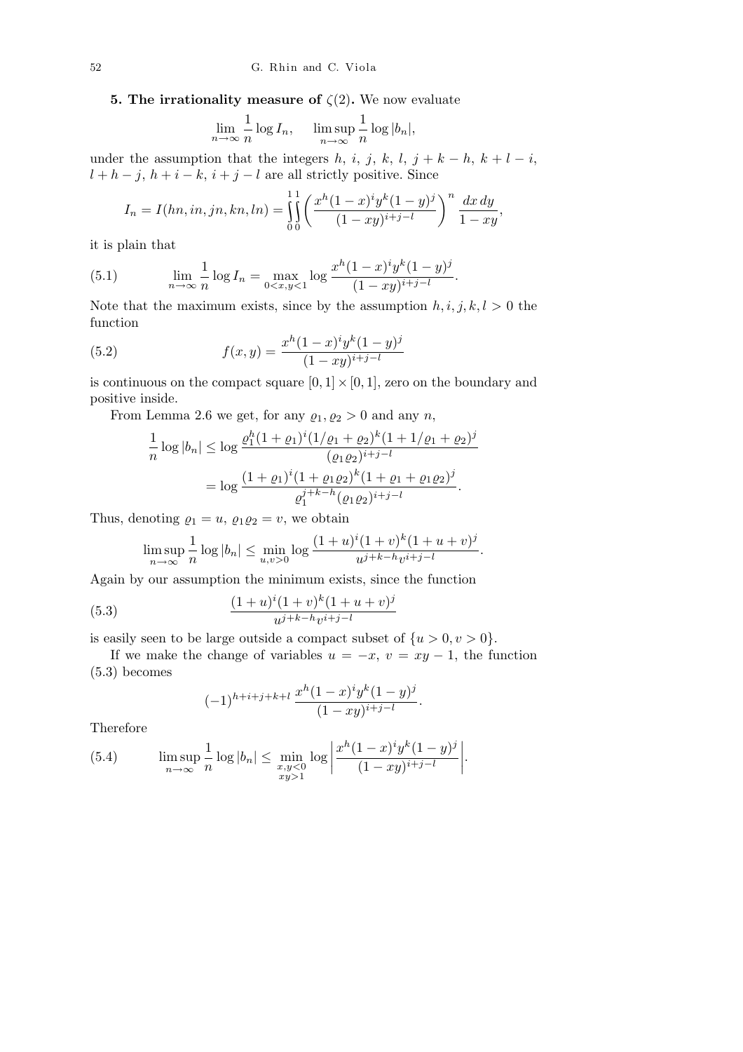**5. The irrationality measure of $\zeta(2)$.** We now evaluate

$$\lim_{n\to\infty} \frac{1}{n}\log I_n, \qquad \limsup_{n\to\infty} \frac{1}{n}\log |b_n|,$$

under the assumption that the integers $h$, $i$, $j$, $k$, $l$, $j+k-h$, $k+l-i$, $l+h-j$, $h+i-k$, $i+j-l$ are all strictly positive. Since

$$I_n = I(hn, in, jn, kn, ln) = \int_0^1\int_0^1 \left(\frac{x^h(1-x)^i y^k (1-y)^j}{(1-xy)^{i+j-l}}\right)^n \frac{dx\,dy}{1-xy},$$

it is plain that

$$\lim_{n\to\infty} \frac{1}{n}\log I_n = \max_{0<x,y<1} \log \frac{x^h(1-x)^i y^k (1-y)^j}{(1-xy)^{i+j-l}}. \tag{5.1}$$

Note that the maximum exists, since by the assumption $h,i,j,k,l>0$ the function

$$f(x,y) = \frac{x^h(1-x)^i y^k (1-y)^j}{(1-xy)^{i+j-l}} \tag{5.2}$$

is continuous on the compact square $[0,1]\times[0,1]$, zero on the boundary and positive inside.

From Lemma 2.6 we get, for any $\varrho_1, \varrho_2 > 0$ and any $n$,

$$\begin{aligned}
\frac{1}{n}\log|b_n| &\le \log \frac{\varrho_1^h(1+\varrho_1)^i(1/\varrho_1+\varrho_2)^k(1+1/\varrho_1+\varrho_2)^j}{(\varrho_1\varrho_2)^{i+j-l}} \\
&= \log \frac{(1+\varrho_1)^i(1+\varrho_1\varrho_2)^k(1+\varrho_1+\varrho_1\varrho_2)^j}{\varrho_1^{j+k-h}(\varrho_1\varrho_2)^{i+j-l}}.
\end{aligned}$$

Thus, denoting $\varrho_1 = u$, $\varrho_1\varrho_2 = v$, we obtain

$$\limsup_{n\to\infty} \frac{1}{n}\log|b_n| \le \min_{u,v>0} \log \frac{(1+u)^i(1+v)^k(1+u+v)^j}{u^{j+k-h}v^{i+j-l}}.$$

Again by our assumption the minimum exists, since the function

$$\frac{(1+u)^i(1+v)^k(1+u+v)^j}{u^{j+k-h}v^{i+j-l}} \tag{5.3}$$

is easily seen to be large outside a compact subset of $\{u>0, v>0\}$.

If we make the change of variables $u=-x$, $v=xy-1$, the function (5.3) becomes

$$(-1)^{h+i+j+k+l}\,\frac{x^h(1-x)^i y^k (1-y)^j}{(1-xy)^{i+j-l}}.$$

Therefore

$$\limsup_{n\to\infty} \frac{1}{n}\log|b_n| \le \min_{\substack{x,y<0\\ xy>1}} \log \left|\frac{x^h(1-x)^i y^k (1-y)^j}{(1-xy)^{i+j-l}}\right|. \tag{5.4}$$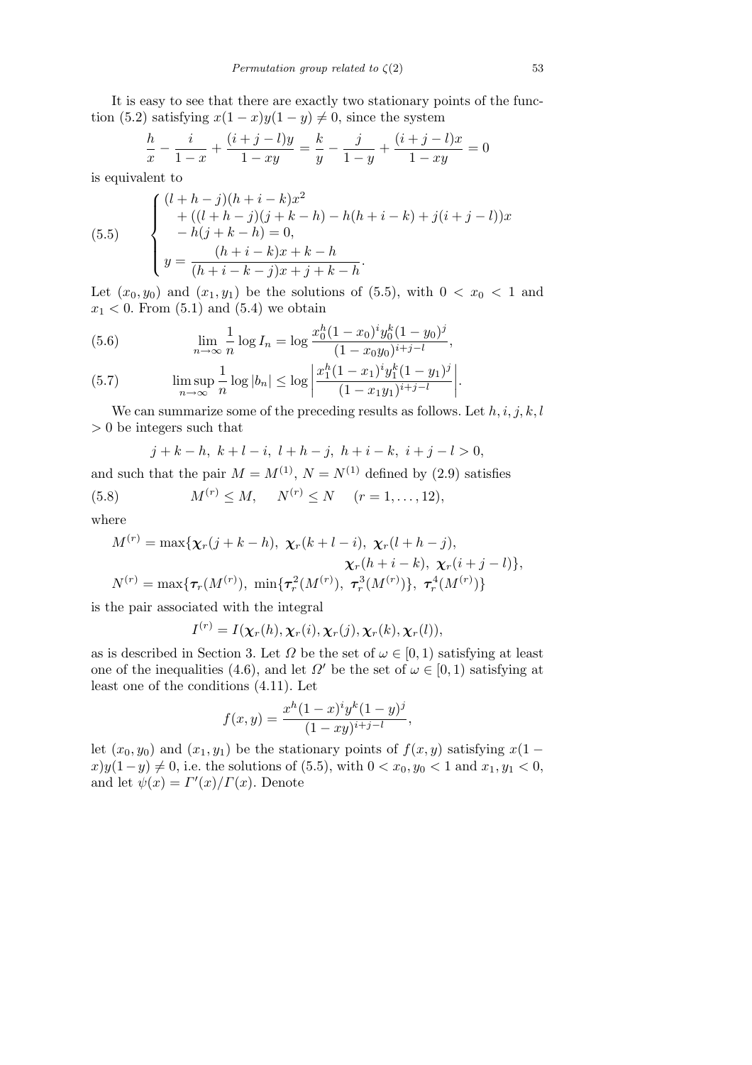It is easy to see that there are exactly two stationary points of the function (5.2) satisfying $x(1-x)y(1-y) \neq 0$, since the system

$$\frac{h}{x} - \frac{i}{1-x} + \frac{(i+j-l)y}{1-xy} = \frac{k}{y} - \frac{j}{1-y} + \frac{(i+j-l)x}{1-xy} = 0$$

is equivalent to

$$\tag{5.5} \begin{cases} (l+h-j)(h+i-k)x^2 \\ \quad + ((l+h-j)(j+k-h) - h(h+i-k) + j(i+j-l))x \\ \quad - h(j+k-h) = 0, \\ y = \dfrac{(h+i-k)x+k-h}{(h+i-k-j)x+j+k-h}. \end{cases}$$

Let $(x_0, y_0)$ and $(x_1, y_1)$ be the solutions of (5.5), with $0 < x_0 < 1$ and $x_1 < 0$. From (5.1) and (5.4) we obtain

$$\tag{5.6} \lim_{n\to\infty} \frac{1}{n} \log I_n = \log \frac{x_0^h (1-x_0)^i y_0^k (1-y_0)^j}{(1-x_0y_0)^{i+j-l}},$$

$$\tag{5.7} \limsup_{n\to\infty} \frac{1}{n} \log |b_n| \leq \log \left| \frac{x_1^h (1-x_1)^i y_1^k (1-y_1)^j}{(1-x_1y_1)^{i+j-l}} \right|.$$

We can summarize some of the preceding results as follows. Let $h, i, j, k, l > 0$ be integers such that

$$j+k-h,\ k+l-i,\ l+h-j,\ h+i-k,\ i+j-l > 0,$$

and such that the pair $M = M^{(1)}$, $N = N^{(1)}$ defined by (2.9) satisfies

$$\tag{5.8} M^{(r)} \leq M, \quad N^{(r)} \leq N \quad (r = 1, \ldots, 12),$$

where

$$M^{(r)} = \max\{\boldsymbol{\chi}_r(j+k-h),\ \boldsymbol{\chi}_r(k+l-i),\ \boldsymbol{\chi}_r(l+h-j),\ \boldsymbol{\chi}_r(h+i-k),\ \boldsymbol{\chi}_r(i+j-l)\},$$

$$N^{(r)} = \max\{\boldsymbol{\tau}_r(M^{(r)}),\ \min\{\boldsymbol{\tau}_r^2(M^{(r)}),\ \boldsymbol{\tau}_r^3(M^{(r)})\},\ \boldsymbol{\tau}_r^4(M^{(r)})\}$$

is the pair associated with the integral

$$I^{(r)} = I(\boldsymbol{\chi}_r(h), \boldsymbol{\chi}_r(i), \boldsymbol{\chi}_r(j), \boldsymbol{\chi}_r(k), \boldsymbol{\chi}_r(l)),$$

as is described in Section 3. Let $\Omega$ be the set of $\omega \in [0,1)$ satisfying at least one of the inequalities (4.6), and let $\Omega'$ be the set of $\omega \in [0,1)$ satisfying at least one of the conditions (4.11). Let

$$f(x,y) = \frac{x^h(1-x)^i y^k (1-y)^j}{(1-xy)^{i+j-l}},$$

let $(x_0, y_0)$ and $(x_1, y_1)$ be the stationary points of $f(x,y)$ satisfying $x(1-x)y(1-y) \neq 0$, i.e. the solutions of (5.5), with $0 < x_0, y_0 < 1$ and $x_1, y_1 < 0$, and let $\psi(x) = \Gamma'(x)/\Gamma(x)$. Denote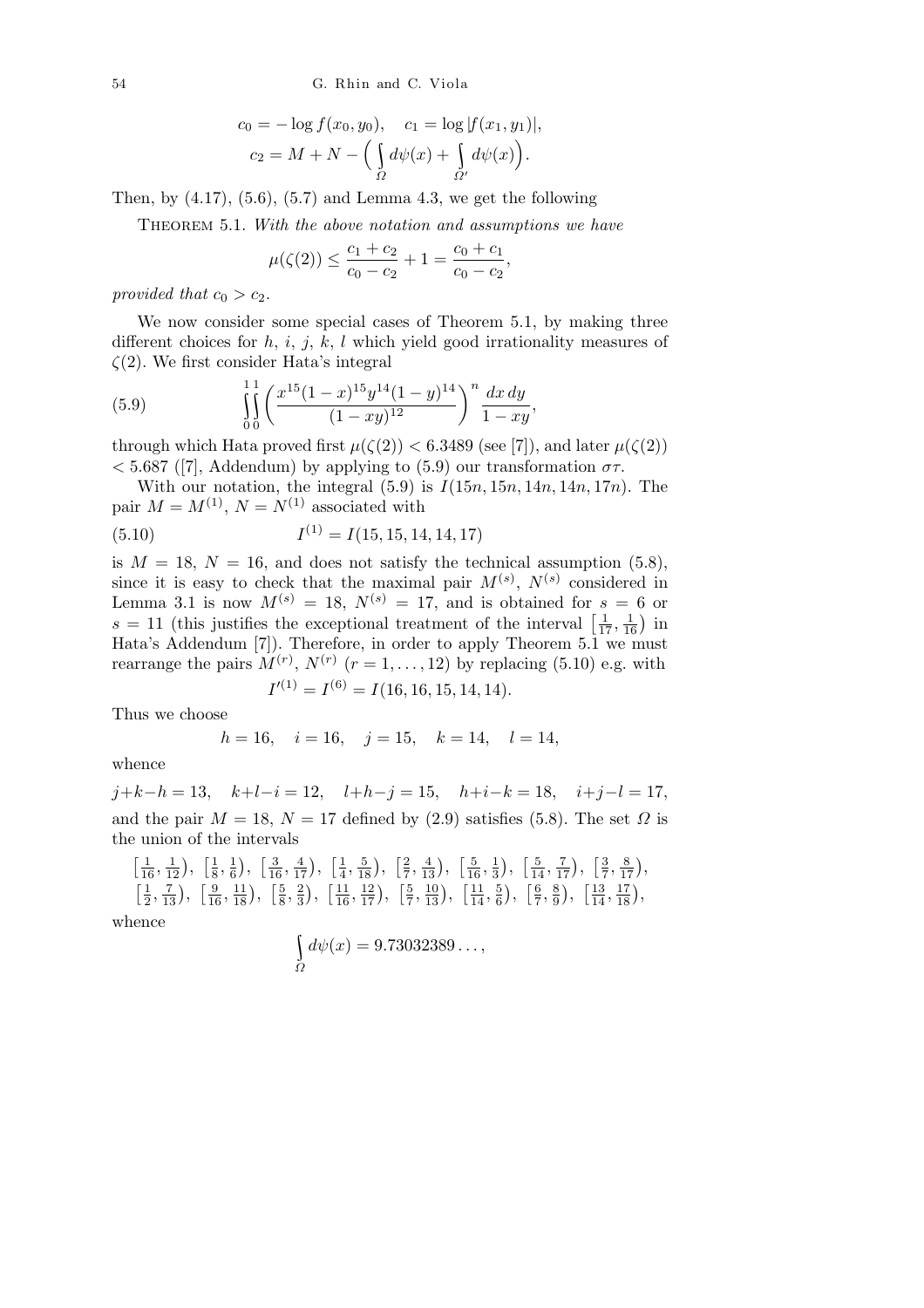$$c_0 = -\log f(x_0, y_0), \quad c_1 = \log|f(x_1, y_1)|,$$
$$c_2 = M + N - \Big(\int_{\Omega} d\psi(x) + \int_{\Omega'} d\psi(x)\Big).$$

Then, by (4.17), (5.6), (5.7) and Lemma 4.3, we get the following

Theorem 5.1. *With the above notation and assumptions we have*

$$\mu(\zeta(2)) \le \frac{c_1 + c_2}{c_0 - c_2} + 1 = \frac{c_0 + c_1}{c_0 - c_2},$$

*provided that* $c_0 > c_2$.

We now consider some special cases of Theorem 5.1, by making three different choices for $h$, $i$, $j$, $k$, $l$ which yield good irrationality measures of $\zeta(2)$. We first consider Hata's integral

$$\int_0^1\int_0^1 \left(\frac{x^{15}(1-x)^{15}y^{14}(1-y)^{14}}{(1-xy)^{12}}\right)^n \frac{dx\,dy}{1-xy}, \tag{5.9}$$

through which Hata proved first $\mu(\zeta(2)) < 6.3489$ (see [7]), and later $\mu(\zeta(2)) < 5.687$ ([7], Addendum) by applying to (5.9) our transformation $\sigma\tau$.

With our notation, the integral (5.9) is $I(15n, 15n, 14n, 14n, 17n)$. The pair $M = M^{(1)}$, $N = N^{(1)}$ associated with

$$I^{(1)} = I(15, 15, 14, 14, 17) \tag{5.10}$$

is $M = 18$, $N = 16$, and does not satisfy the technical assumption (5.8), since it is easy to check that the maximal pair $M^{(s)}$, $N^{(s)}$ considered in Lemma 3.1 is now $M^{(s)} = 18$, $N^{(s)} = 17$, and is obtained for $s = 6$ or $s = 11$ (this justifies the exceptional treatment of the interval $\big[\frac{1}{17}, \frac{1}{16}\big)$ in Hata's Addendum [7]). Therefore, in order to apply Theorem 5.1 we must rearrange the pairs $M^{(r)}$, $N^{(r)}$ ($r = 1, \ldots, 12$) by replacing (5.10) e.g. with

$$I'^{(1)} = I^{(6)} = I(16, 16, 15, 14, 14).$$

Thus we choose

$$h = 16, \quad i = 16, \quad j = 15, \quad k = 14, \quad l = 14,$$

whence

$$j+k-h = 13, \quad k+l-i = 12, \quad l+h-j = 15, \quad h+i-k = 18, \quad i+j-l = 17,$$

and the pair $M = 18$, $N = 17$ defined by (2.9) satisfies (5.8). The set $\Omega$ is the union of the intervals

$$\big[\tfrac{1}{16}, \tfrac{1}{12}\big),\ \big[\tfrac{1}{8}, \tfrac{1}{6}\big),\ \big[\tfrac{3}{16}, \tfrac{4}{17}\big),\ \big[\tfrac{1}{4}, \tfrac{5}{18}\big),\ \big[\tfrac{2}{7}, \tfrac{4}{13}\big),\ \big[\tfrac{5}{16}, \tfrac{1}{3}\big),\ \big[\tfrac{5}{14}, \tfrac{7}{17}\big),\ \big[\tfrac{3}{7}, \tfrac{8}{17}\big),$$
$$\big[\tfrac{1}{2}, \tfrac{7}{13}\big),\ \big[\tfrac{9}{16}, \tfrac{11}{18}\big),\ \big[\tfrac{5}{8}, \tfrac{2}{3}\big),\ \big[\tfrac{11}{16}, \tfrac{12}{17}\big),\ \big[\tfrac{5}{7}, \tfrac{10}{13}\big),\ \big[\tfrac{11}{14}, \tfrac{5}{6}\big),\ \big[\tfrac{6}{7}, \tfrac{8}{9}\big),\ \big[\tfrac{13}{14}, \tfrac{17}{18}\big),$$

whence

$$\int_{\Omega} d\psi(x) = 9.73032389\ldots,$$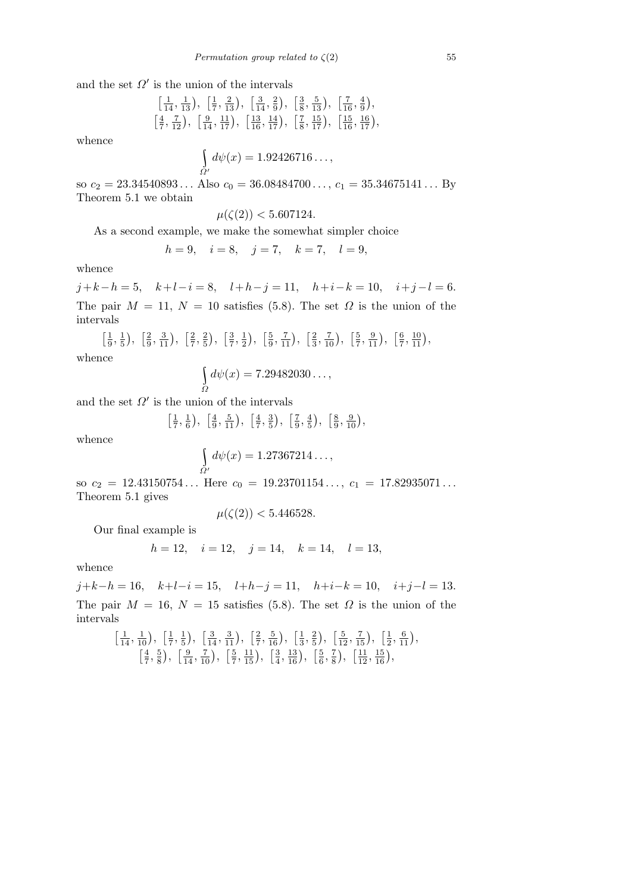and the set $\Omega'$ is the union of the intervals

$$\left[\tfrac{1}{14}, \tfrac{1}{13}\right),\ \left[\tfrac{1}{7}, \tfrac{2}{13}\right),\ \left[\tfrac{3}{14}, \tfrac{2}{9}\right),\ \left[\tfrac{3}{8}, \tfrac{5}{13}\right),\ \left[\tfrac{7}{16}, \tfrac{4}{9}\right),$$
$$\left[\tfrac{4}{7}, \tfrac{7}{12}\right),\ \left[\tfrac{9}{14}, \tfrac{11}{17}\right),\ \left[\tfrac{13}{16}, \tfrac{14}{17}\right),\ \left[\tfrac{7}{8}, \tfrac{15}{17}\right),\ \left[\tfrac{15}{16}, \tfrac{16}{17}\right),$$

whence

$$\int_{\Omega'} d\psi(x) = 1.92426716\ldots,$$

so $c_2 = 23.34540893\ldots$ Also $c_0 = 36.08484700\ldots$, $c_1 = 35.34675141\ldots$ By Theorem 5.1 we obtain

$$\mu(\zeta(2)) < 5.607124.$$

As a second example, we make the somewhat simpler choice

$$h = 9, \quad i = 8, \quad j = 7, \quad k = 7, \quad l = 9,$$

whence

$$j+k-h = 5, \quad k+l-i = 8, \quad l+h-j = 11, \quad h+i-k = 10, \quad i+j-l = 6.$$

The pair $M = 11$, $N = 10$ satisfies (5.8). The set $\Omega$ is the union of the intervals

$$\left[\tfrac{1}{9}, \tfrac{1}{5}\right),\ \left[\tfrac{2}{9}, \tfrac{3}{11}\right),\ \left[\tfrac{2}{7}, \tfrac{2}{5}\right),\ \left[\tfrac{3}{7}, \tfrac{1}{2}\right),\ \left[\tfrac{5}{9}, \tfrac{7}{11}\right),\ \left[\tfrac{2}{3}, \tfrac{7}{10}\right),\ \left[\tfrac{5}{7}, \tfrac{9}{11}\right),\ \left[\tfrac{6}{7}, \tfrac{10}{11}\right),$$

whence

$$\int_{\Omega} d\psi(x) = 7.29482030\ldots,$$

and the set $\Omega'$ is the union of the intervals

$$\left[\tfrac{1}{7}, \tfrac{1}{6}\right),\ \left[\tfrac{4}{9}, \tfrac{5}{11}\right),\ \left[\tfrac{4}{7}, \tfrac{3}{5}\right),\ \left[\tfrac{7}{9}, \tfrac{4}{5}\right),\ \left[\tfrac{8}{9}, \tfrac{9}{10}\right),$$

whence

$$\int_{\Omega'} d\psi(x) = 1.27367214\ldots,$$

so $c_2 = 12.43150754\ldots$ Here $c_0 = 19.23701154\ldots$, $c_1 = 17.82935071\ldots$ Theorem 5.1 gives

$$\mu(\zeta(2)) < 5.446528.$$

Our final example is

$$h = 12, \quad i = 12, \quad j = 14, \quad k = 14, \quad l = 13,$$

whence

$$j+k-h = 16, \quad k+l-i = 15, \quad l+h-j = 11, \quad h+i-k = 10, \quad i+j-l = 13.$$

The pair $M = 16$, $N = 15$ satisfies (5.8). The set $\Omega$ is the union of the intervals

$$\left[\tfrac{1}{14}, \tfrac{1}{10}\right),\ \left[\tfrac{1}{7}, \tfrac{1}{5}\right),\ \left[\tfrac{3}{14}, \tfrac{3}{11}\right),\ \left[\tfrac{2}{7}, \tfrac{5}{16}\right),\ \left[\tfrac{1}{3}, \tfrac{2}{5}\right),\ \left[\tfrac{5}{12}, \tfrac{7}{15}\right),\ \left[\tfrac{1}{2}, \tfrac{6}{11}\right),$$
$$\left[\tfrac{4}{7}, \tfrac{5}{8}\right),\ \left[\tfrac{9}{14}, \tfrac{7}{10}\right),\ \left[\tfrac{5}{7}, \tfrac{11}{15}\right),\ \left[\tfrac{3}{4}, \tfrac{13}{16}\right),\ \left[\tfrac{5}{6}, \tfrac{7}{8}\right),\ \left[\tfrac{11}{12}, \tfrac{15}{16}\right),$$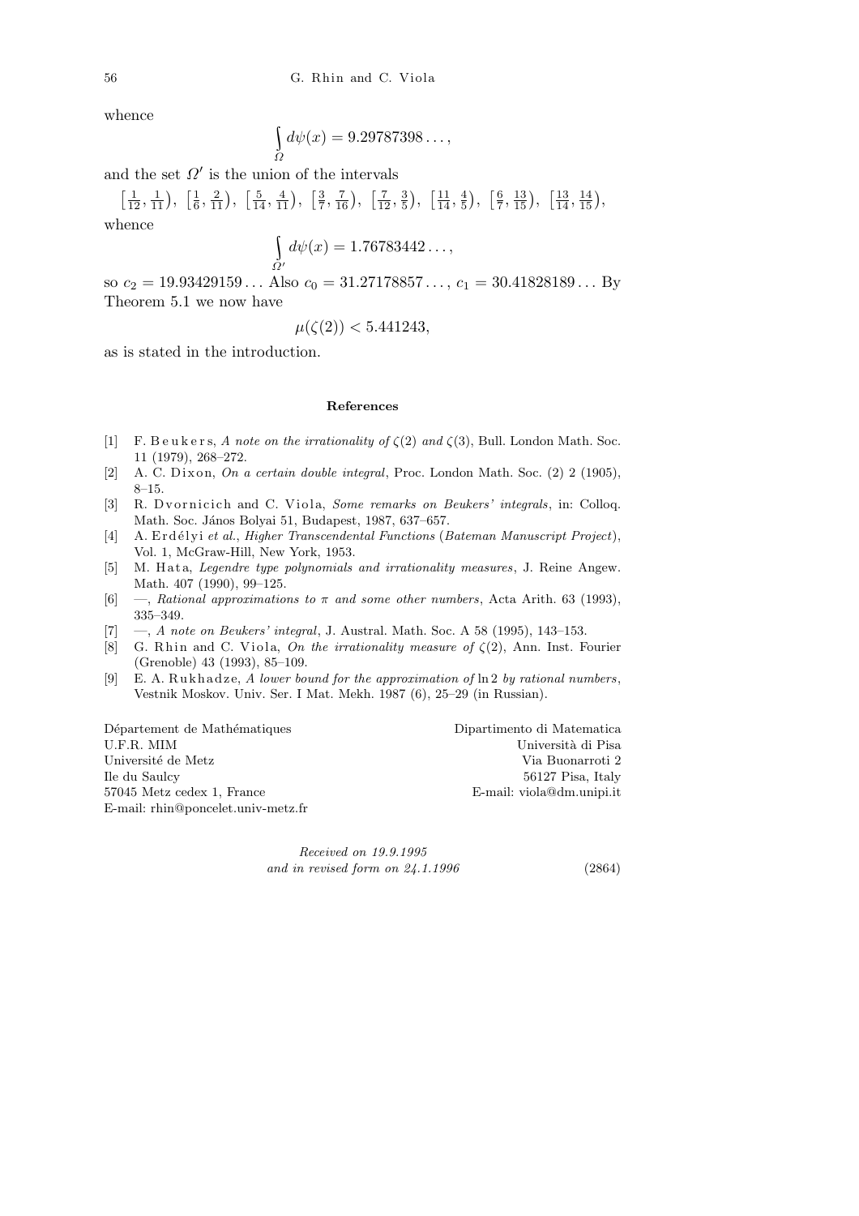whence

$$\int_{\Omega} d\psi(x) = 9.29787398\ldots,$$

and the set $\Omega'$ is the union of the intervals

$$\left[\tfrac{1}{12}, \tfrac{1}{11}\right), \ \left[\tfrac{1}{6}, \tfrac{2}{11}\right), \ \left[\tfrac{5}{14}, \tfrac{4}{11}\right), \ \left[\tfrac{3}{7}, \tfrac{7}{16}\right), \ \left[\tfrac{7}{12}, \tfrac{3}{5}\right), \ \left[\tfrac{11}{14}, \tfrac{4}{5}\right), \ \left[\tfrac{6}{7}, \tfrac{13}{15}\right), \ \left[\tfrac{13}{14}, \tfrac{14}{15}\right),$$

whence

$$\int_{\Omega'} d\psi(x) = 1.76783442\ldots,$$

so $c_2 = 19.93429159\ldots$ Also $c_0 = 31.27178857\ldots$, $c_1 = 30.41828189\ldots$ By Theorem 5.1 we now have

$$\mu(\zeta(2)) < 5.441243,$$

as is stated in the introduction.

## References

[1] F. Beukers, *A note on the irrationality of* $\zeta(2)$ *and* $\zeta(3)$, Bull. London Math. Soc. 11 (1979), 268–272.

[2] A. C. Dixon, *On a certain double integral*, Proc. London Math. Soc. (2) 2 (1905), 8–15.

[3] R. Dvornicich and C. Viola, *Some remarks on Beukers' integrals*, in: Colloq. Math. Soc. János Bolyai 51, Budapest, 1987, 637–657.

[4] A. Erdélyi *et al.*, *Higher Transcendental Functions* (*Bateman Manuscript Project*), Vol. 1, McGraw-Hill, New York, 1953.

[5] M. Hata, *Legendre type polynomials and irrationality measures*, J. Reine Angew. Math. 407 (1990), 99–125.

[6] —, *Rational approximations to* $\pi$ *and some other numbers*, Acta Arith. 63 (1993), 335–349.

[7] —, *A note on Beukers' integral*, J. Austral. Math. Soc. A 58 (1995), 143–153.

[8] G. Rhin and C. Viola, *On the irrationality measure of* $\zeta(2)$, Ann. Inst. Fourier (Grenoble) 43 (1993), 85–109.

[9] E. A. Rukhadze, *A lower bound for the approximation of* $\ln 2$ *by rational numbers*, Vestnik Moskov. Univ. Ser. I Mat. Mekh. 1987 (6), 25–29 (in Russian).

Département de Mathématiques
U.F.R. MIM
Université de Metz
Ile du Saulcy
57045 Metz cedex 1, France
E-mail: rhin@poncelet.univ-metz.fr

Dipartimento di Matematica
Università di Pisa
Via Buonarroti 2
56127 Pisa, Italy
E-mail: viola@dm.unipi.it

*Received on 19.9.1995*
*and in revised form on 24.1.1996* (2864)